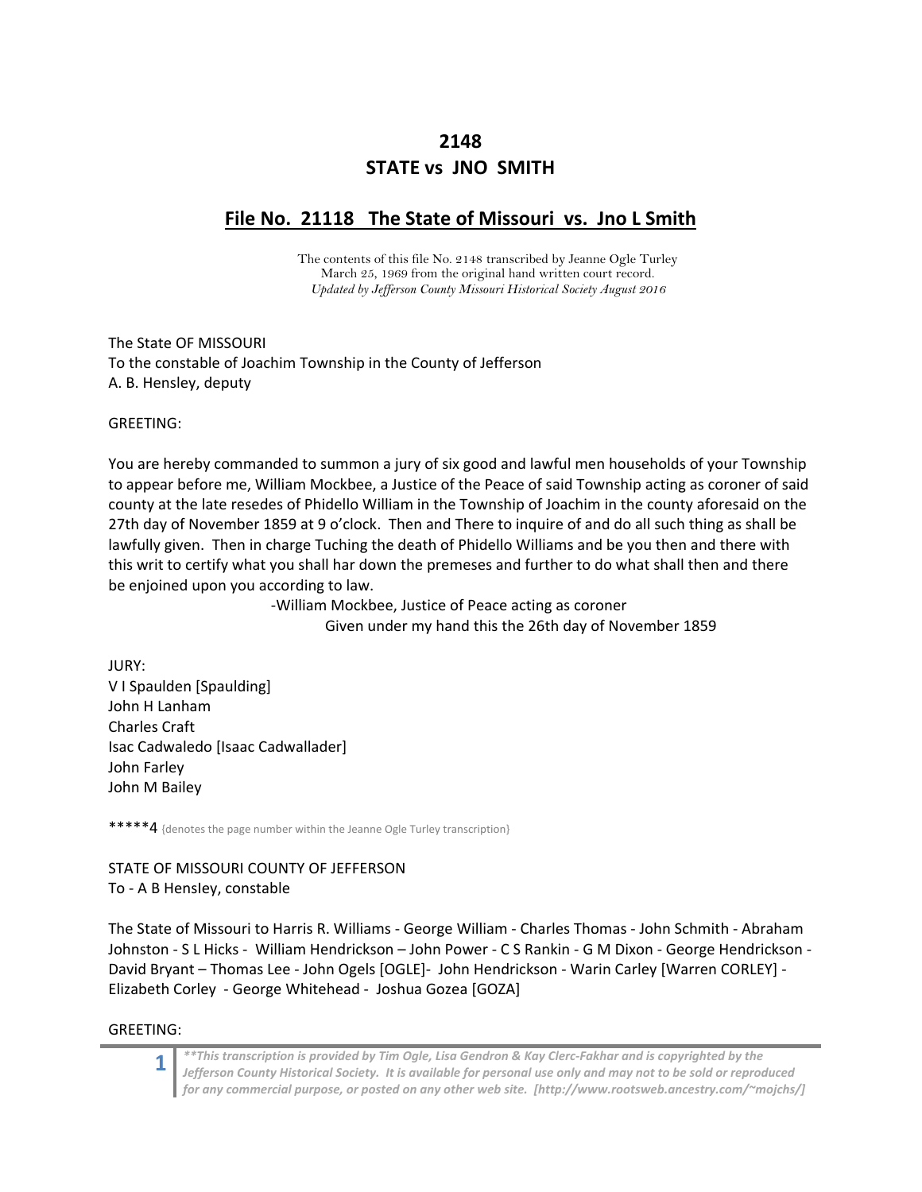# 2148
# STATE vs JNO SMITH

## File No. 21118 The State of Missouri vs. Jno L Smith

The contents of this file No. 2148 transcribed by Jeanne Ogle Turley
March 25, 1969 from the original hand written court record.
*Updated by Jefferson County Missouri Historical Society August 2016*

The State OF MISSOURI
To the constable of Joachim Township in the County of Jefferson
A. B. Hensley, deputy

GREETING:

You are hereby commanded to summon a jury of six good and lawful men households of your Township to appear before me, William Mockbee, a Justice of the Peace of said Township acting as coroner of said county at the late resedes of Phidello William in the Township of Joachim in the county aforesaid on the 27th day of November 1859 at 9 o'clock. Then and There to inquire of and do all such thing as shall be lawfully given. Then in charge Tuching the death of Phidello Williams and be you then and there with this writ to certify what you shall har down the premeses and further to do what shall then and there be enjoined upon you according to law.

-William Mockbee, Justice of Peace acting as coroner
Given under my hand this the 26th day of November 1859

JURY:
V I Spaulden [Spaulding]
John H Lanham
Charles Craft
Isac Cadwaledo [Isaac Cadwallader]
John Farley
John M Bailey

*****4 {denotes the page number within the Jeanne Ogle Turley transcription}

STATE OF MISSOURI COUNTY OF JEFFERSON
To - A B Hensley, constable

The State of Missouri to Harris R. Williams - George William - Charles Thomas - John Schmith - Abraham Johnston - S L Hicks - William Hendrickson – John Power - C S Rankin - G M Dixon - George Hendrickson - David Bryant – Thomas Lee - John Ogels [OGLE]- John Hendrickson - Warin Carley [Warren CORLEY] - Elizabeth Corley - George Whitehead - Joshua Gozea [GOZA]

GREETING:

*\*\*This transcription is provided by Tim Ogle, Lisa Gendron & Kay Clerc-Fakhar and is copyrighted by the Jefferson County Historical Society. It is available for personal use only and may not to be sold or reproduced for any commercial purpose, or posted on any other web site. [http://www.rootsweb.ancestry.com/~mojchs/]*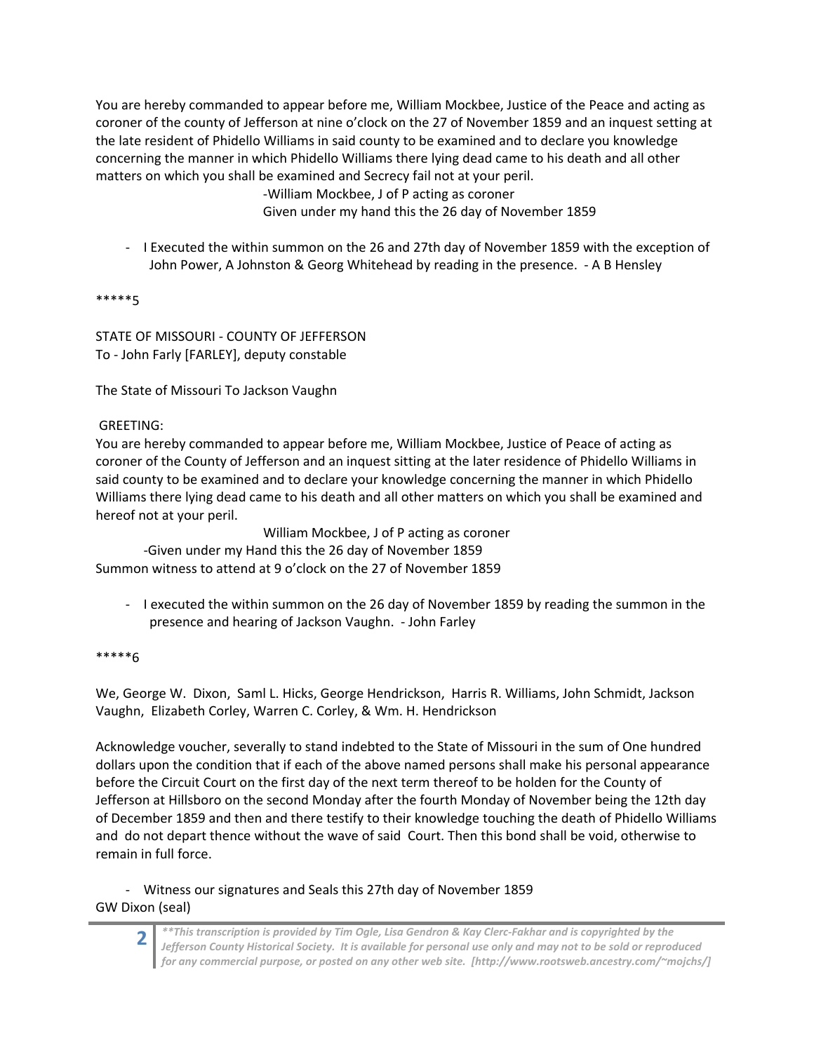You are hereby commanded to appear before me, William Mockbee, Justice of the Peace and acting as coroner of the county of Jefferson at nine o'clock on the 27 of November 1859 and an inquest setting at the late resident of Phidello Williams in said county to be examined and to declare you knowledge concerning the manner in which Phidello Williams there lying dead came to his death and all other matters on which you shall be examined and Secrecy fail not at your peril.

-William Mockbee, J of P acting as coroner
Given under my hand this the 26 day of November 1859

- I Executed the within summon on the 26 and 27th day of November 1859 with the exception of John Power, A Johnston & Georg Whitehead by reading in the presence. - A B Hensley

*****5

STATE OF MISSOURI - COUNTY OF JEFFERSON
To - John Farly [FARLEY], deputy constable

The State of Missouri To Jackson Vaughn

GREETING:
You are hereby commanded to appear before me, William Mockbee, Justice of Peace of acting as coroner of the County of Jefferson and an inquest sitting at the later residence of Phidello Williams in said county to be examined and to declare your knowledge concerning the manner in which Phidello Williams there lying dead came to his death and all other matters on which you shall be examined and hereof not at your peril.

William Mockbee, J of P acting as coroner
-Given under my Hand this the 26 day of November 1859
Summon witness to attend at 9 o'clock on the 27 of November 1859

- I executed the within summon on the 26 day of November 1859 by reading the summon in the presence and hearing of Jackson Vaughn. - John Farley

*****6

We, George W. Dixon, Saml L. Hicks, George Hendrickson, Harris R. Williams, John Schmidt, Jackson Vaughn, Elizabeth Corley, Warren C. Corley, & Wm. H. Hendrickson

Acknowledge voucher, severally to stand indebted to the State of Missouri in the sum of One hundred dollars upon the condition that if each of the above named persons shall make his personal appearance before the Circuit Court on the first day of the next term thereof to be holden for the County of Jefferson at Hillsboro on the second Monday after the fourth Monday of November being the 12th day of December 1859 and then and there testify to their knowledge touching the death of Phidello Williams and do not depart thence without the wave of said Court. Then this bond shall be void, otherwise to remain in full force.

- Witness our signatures and Seals this 27th day of November 1859

GW Dixon (seal)

*\*\*This transcription is provided by Tim Ogle, Lisa Gendron & Kay Clerc-Fakhar and is copyrighted by the Jefferson County Historical Society. It is available for personal use only and may not to be sold or reproduced for any commercial purpose, or posted on any other web site. [http://www.rootsweb.ancestry.com/~mojchs/]*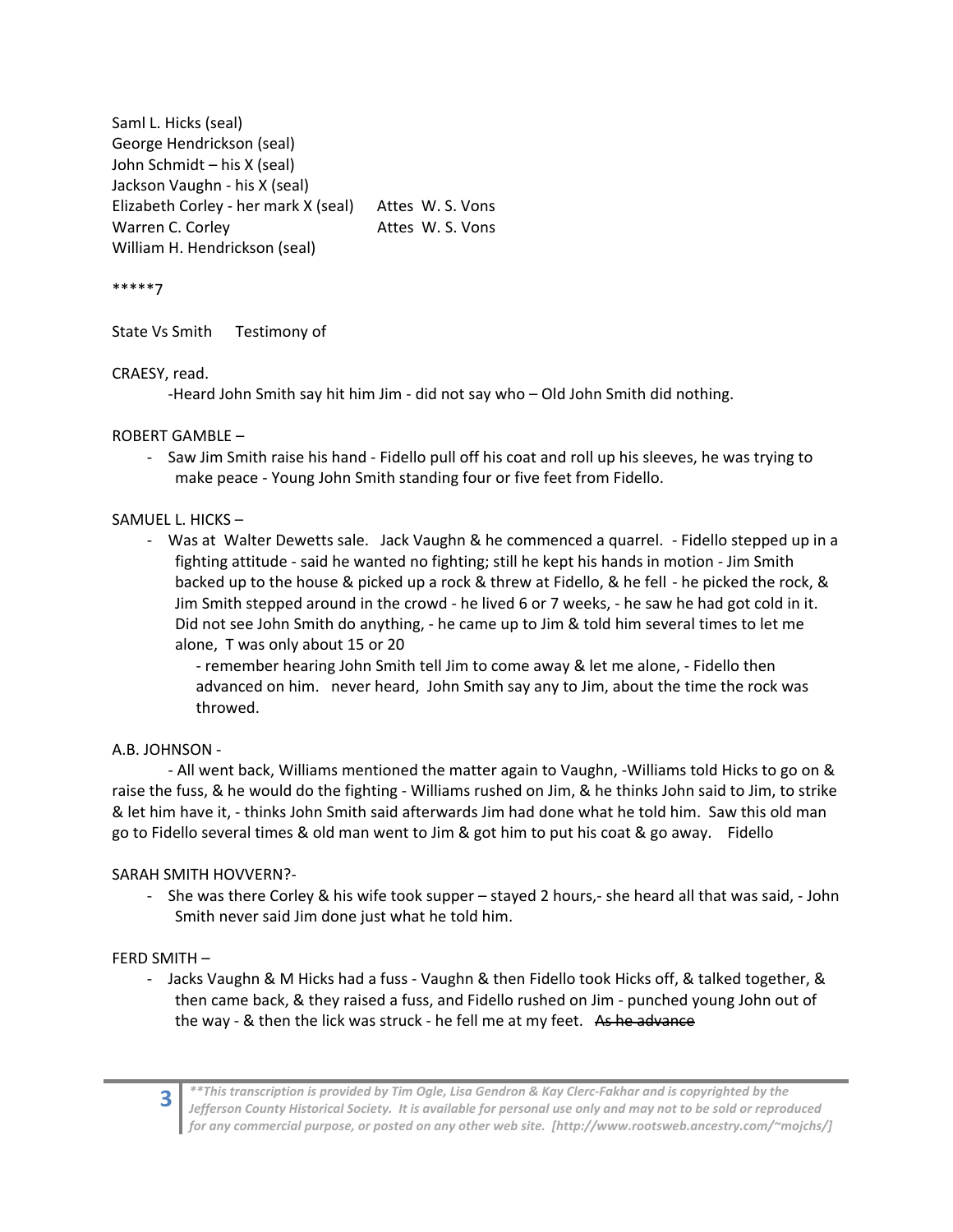Saml L. Hicks (seal)  
George Hendrickson (seal)  
John Schmidt – his X (seal)  
Jackson Vaughn - his X (seal)  
Elizabeth Corley - her mark X (seal)  Attes W. S. Vons  
Warren C. Corley  Attes W. S. Vons  
William H. Hendrickson (seal)

*****7

State Vs Smith  Testimony of

CRAESY, read.

-Heard John Smith say hit him Jim - did not say who – Old John Smith did nothing.

ROBERT GAMBLE –

- Saw Jim Smith raise his hand - Fidello pull off his coat and roll up his sleeves, he was trying to make peace - Young John Smith standing four or five feet from Fidello.

SAMUEL L. HICKS –

- Was at Walter Dewetts sale. Jack Vaughn & he commenced a quarrel. - Fidello stepped up in a fighting attitude - said he wanted no fighting; still he kept his hands in motion - Jim Smith backed up to the house & picked up a rock & threw at Fidello, & he fell - he picked the rock, & Jim Smith stepped around in the crowd - he lived 6 or 7 weeks, - he saw he had got cold in it. Did not see John Smith do anything, - he came up to Jim & told him several times to let me alone, T was only about 15 or 20

  - remember hearing John Smith tell Jim to come away & let me alone, - Fidello then advanced on him. never heard, John Smith say any to Jim, about the time the rock was throwed.

A.B. JOHNSON -

- All went back, Williams mentioned the matter again to Vaughn, -Williams told Hicks to go on & raise the fuss, & he would do the fighting - Williams rushed on Jim, & he thinks John said to Jim, to strike & let him have it, - thinks John Smith said afterwards Jim had done what he told him. Saw this old man go to Fidello several times & old man went to Jim & got him to put his coat & go away. Fidello

SARAH SMITH HOVVERN?-

- She was there Corley & his wife took supper – stayed 2 hours,- she heard all that was said, - John Smith never said Jim done just what he told him.

FERD SMITH –

- Jacks Vaughn & M Hicks had a fuss - Vaughn & then Fidello took Hicks off, & talked together, & then came back, & they raised a fuss, and Fidello rushed on Jim - punched young John out of the way - & then the lick was struck - he fell me at my feet. ~~As he advance~~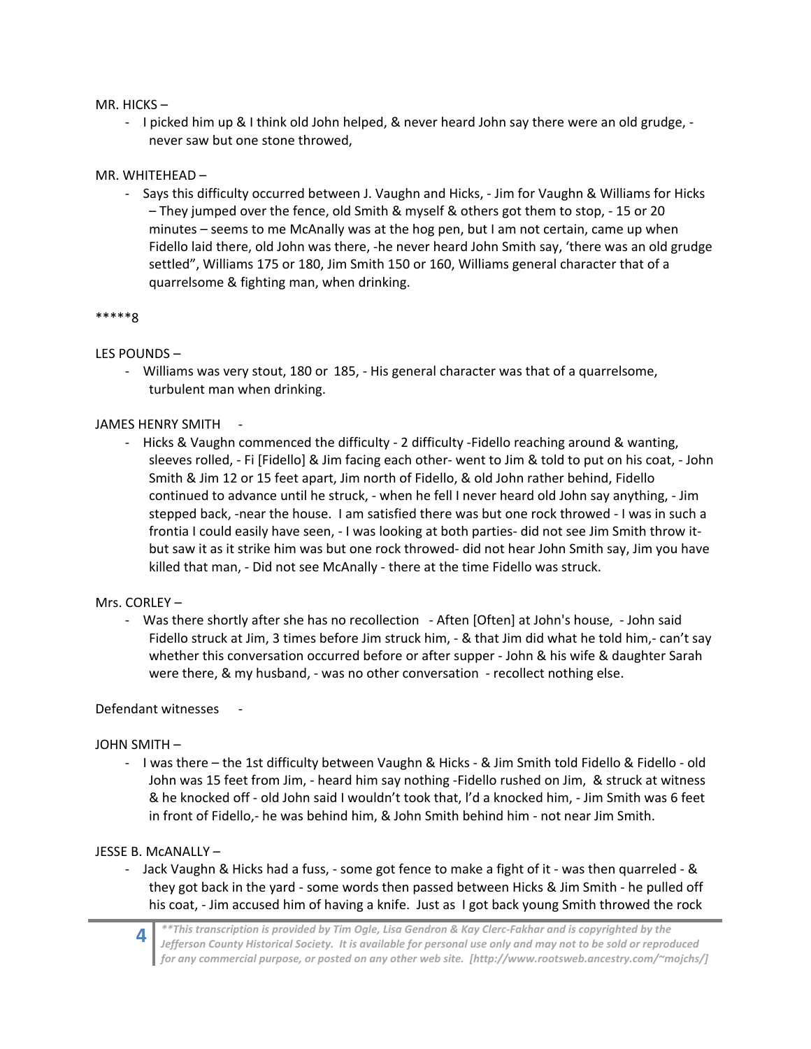MR. HICKS –

- I picked him up & I think old John helped, & never heard John say there were an old grudge, - never saw but one stone throwed,

MR. WHITEHEAD –

- Says this difficulty occurred between J. Vaughn and Hicks, - Jim for Vaughn & Williams for Hicks – They jumped over the fence, old Smith & myself & others got them to stop, - 15 or 20 minutes – seems to me McAnally was at the hog pen, but I am not certain, came up when Fidello laid there, old John was there, -he never heard John Smith say, 'there was an old grudge settled", Williams 175 or 180, Jim Smith 150 or 160, Williams general character that of a quarrelsome & fighting man, when drinking.

*****8

LES POUNDS –

- Williams was very stout, 180 or 185, - His general character was that of a quarrelsome, turbulent man when drinking.

JAMES HENRY SMITH -

- Hicks & Vaughn commenced the difficulty - 2 difficulty -Fidello reaching around & wanting, sleeves rolled, - Fi [Fidello] & Jim facing each other- went to Jim & told to put on his coat, - John Smith & Jim 12 or 15 feet apart, Jim north of Fidello, & old John rather behind, Fidello continued to advance until he struck, - when he fell I never heard old John say anything, - Jim stepped back, -near the house. I am satisfied there was but one rock throwed - I was in such a frontia I could easily have seen, - I was looking at both parties- did not see Jim Smith throw it- but saw it as it strike him was but one rock throwed- did not hear John Smith say, Jim you have killed that man, - Did not see McAnally - there at the time Fidello was struck.

Mrs. CORLEY –

- Was there shortly after she has no recollection - Aften [Often] at John's house, - John said Fidello struck at Jim, 3 times before Jim struck him, - & that Jim did what he told him,- can't say whether this conversation occurred before or after supper - John & his wife & daughter Sarah were there, & my husband, - was no other conversation - recollect nothing else.

Defendant witnesses -

JOHN SMITH –

- I was there – the 1st difficulty between Vaughn & Hicks - & Jim Smith told Fidello & Fidello - old John was 15 feet from Jim, - heard him say nothing -Fidello rushed on Jim, & struck at witness & he knocked off - old John said I wouldn't took that, I'd a knocked him, - Jim Smith was 6 feet in front of Fidello,- he was behind him, & John Smith behind him - not near Jim Smith.

JESSE B. McANALLY –

- Jack Vaughn & Hicks had a fuss, - some got fence to make a fight of it - was then quarreled - & they got back in the yard - some words then passed between Hicks & Jim Smith - he pulled off his coat, - Jim accused him of having a knife. Just as I got back young Smith throwed the rock

*\*\*This transcription is provided by Tim Ogle, Lisa Gendron & Kay Clerc-Fakhar and is copyrighted by the Jefferson County Historical Society. It is available for personal use only and may not to be sold or reproduced for any commercial purpose, or posted on any other web site. [http://www.rootsweb.ancestry.com/~mojchs/]*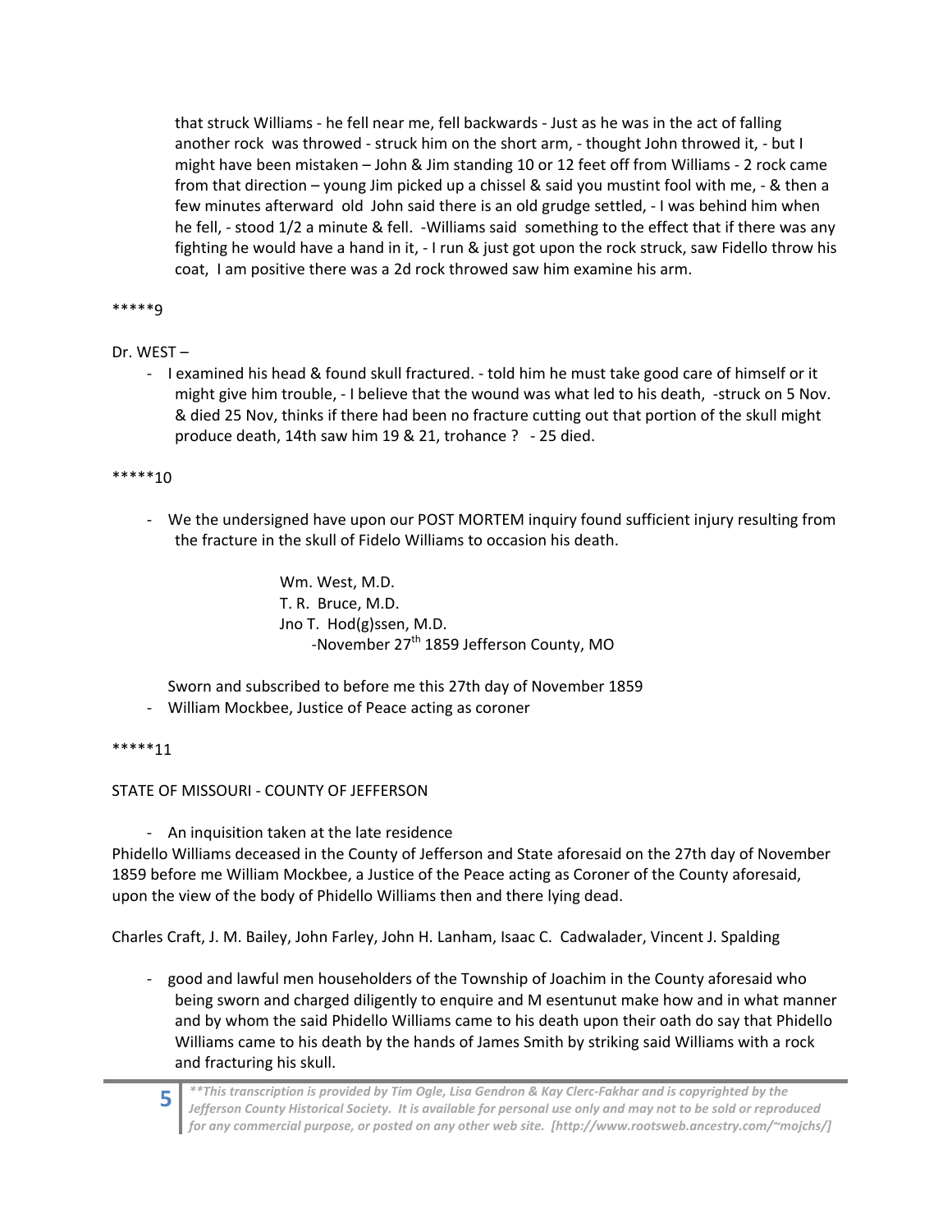that struck Williams - he fell near me, fell backwards - Just as he was in the act of falling another rock was throwed - struck him on the short arm, - thought John throwed it, - but I might have been mistaken – John & Jim standing 10 or 12 feet off from Williams - 2 rock came from that direction – young Jim picked up a chissel & said you mustint fool with me, - & then a few minutes afterward old John said there is an old grudge settled, - I was behind him when he fell, - stood 1/2 a minute & fell. -Williams said something to the effect that if there was any fighting he would have a hand in it, - I run & just got upon the rock struck, saw Fidello throw his coat, I am positive there was a 2d rock throwed saw him examine his arm.

*****9

Dr. WEST –

- I examined his head & found skull fractured. - told him he must take good care of himself or it might give him trouble, - I believe that the wound was what led to his death, -struck on 5 Nov. & died 25 Nov, thinks if there had been no fracture cutting out that portion of the skull might produce death, 14th saw him 19 & 21, trohance ? - 25 died.

*****10

- We the undersigned have upon our POST MORTEM inquiry found sufficient injury resulting from the fracture in the skull of Fidelo Williams to occasion his death.

  Wm. West, M.D.
  T. R. Bruce, M.D.
  Jno T. Hod(g)ssen, M.D.
  -November 27th 1859 Jefferson County, MO

  Sworn and subscribed to before me this 27th day of November 1859

- William Mockbee, Justice of Peace acting as coroner

*****11

STATE OF MISSOURI - COUNTY OF JEFFERSON

- An inquisition taken at the late residence

Phidello Williams deceased in the County of Jefferson and State aforesaid on the 27th day of November 1859 before me William Mockbee, a Justice of the Peace acting as Coroner of the County aforesaid, upon the view of the body of Phidello Williams then and there lying dead.

Charles Craft, J. M. Bailey, John Farley, John H. Lanham, Isaac C. Cadwalader, Vincent J. Spalding

- good and lawful men householders of the Township of Joachim in the County aforesaid who being sworn and charged diligently to enquire and M esentunut make how and in what manner and by whom the said Phidello Williams came to his death upon their oath do say that Phidello Williams came to his death by the hands of James Smith by striking said Williams with a rock and fracturing his skull.

*\*\*This transcription is provided by Tim Ogle, Lisa Gendron & Kay Clerc-Fakhar and is copyrighted by the Jefferson County Historical Society. It is available for personal use only and may not to be sold or reproduced for any commercial purpose, or posted on any other web site. [http://www.rootsweb.ancestry.com/~mojchs/]*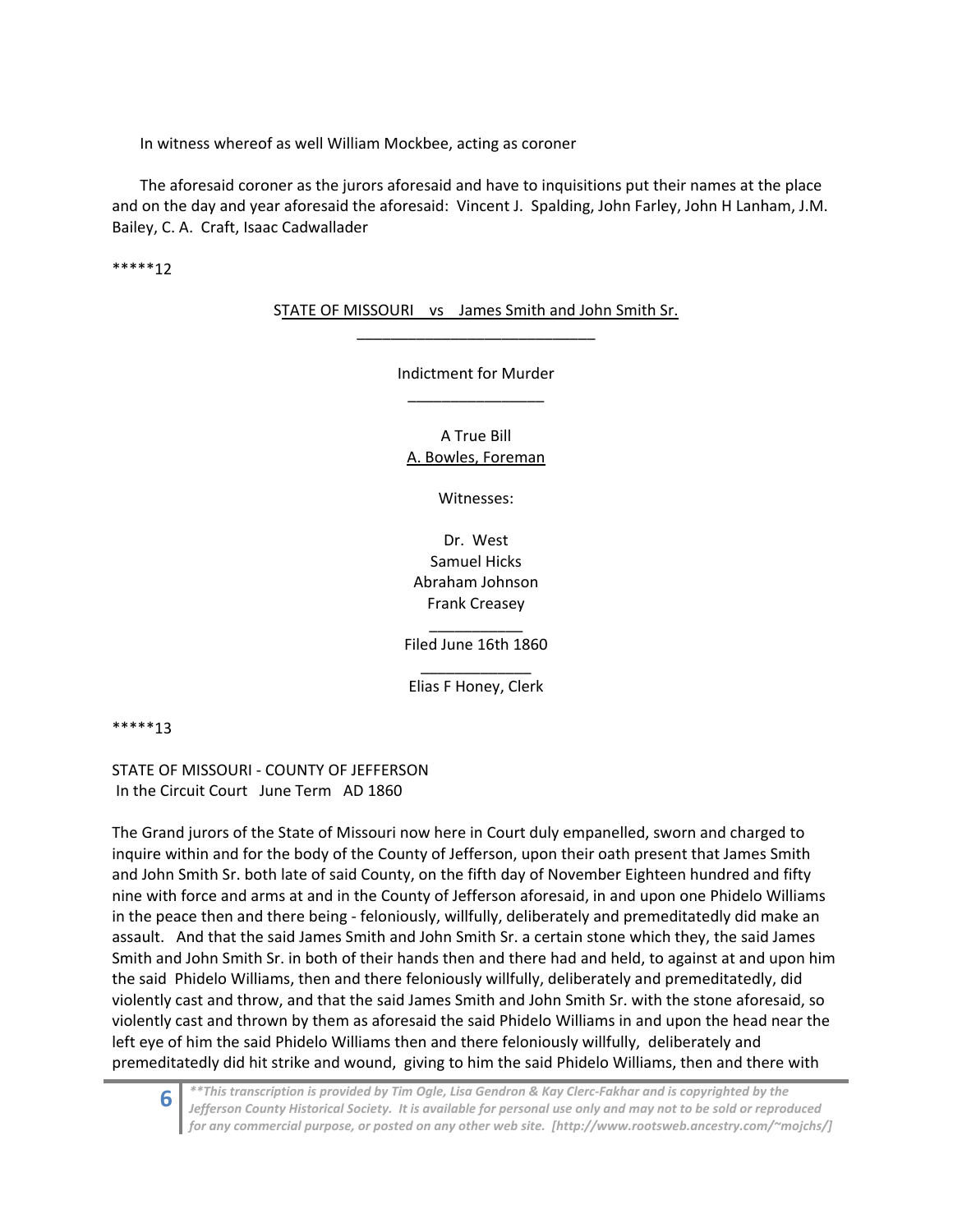In witness whereof as well William Mockbee, acting as coroner

The aforesaid coroner as the jurors aforesaid and have to inquisitions put their names at the place and on the day and year aforesaid the aforesaid: Vincent J. Spalding, John Farley, John H Lanham, J.M. Bailey, C. A. Craft, Isaac Cadwallader

*****12

STATE OF MISSOURI vs James Smith and John Smith Sr.

______________________________

Indictment for Murder

_________________

A True Bill
A. Bowles, Foreman

Witnesses:

Dr. West
Samuel Hicks
Abraham Johnson
Frank Creasey

___________

Filed June 16th 1860

_____________

Elias F Honey, Clerk

*****13

STATE OF MISSOURI - COUNTY OF JEFFERSON
In the Circuit Court June Term AD 1860

The Grand jurors of the State of Missouri now here in Court duly empanelled, sworn and charged to inquire within and for the body of the County of Jefferson, upon their oath present that James Smith and John Smith Sr. both late of said County, on the fifth day of November Eighteen hundred and fifty nine with force and arms at and in the County of Jefferson aforesaid, in and upon one Phidelo Williams in the peace then and there being - feloniously, willfully, deliberately and premeditatedly did make an assault. And that the said James Smith and John Smith Sr. a certain stone which they, the said James Smith and John Smith Sr. in both of their hands then and there had and held, to against at and upon him the said Phidelo Williams, then and there feloniously willfully, deliberately and premeditatedly, did violently cast and throw, and that the said James Smith and John Smith Sr. with the stone aforesaid, so violently cast and thrown by them as aforesaid the said Phidelo Williams in and upon the head near the left eye of him the said Phidelo Williams then and there feloniously willfully, deliberately and premeditatedly did hit strike and wound, giving to him the said Phidelo Williams, then and there with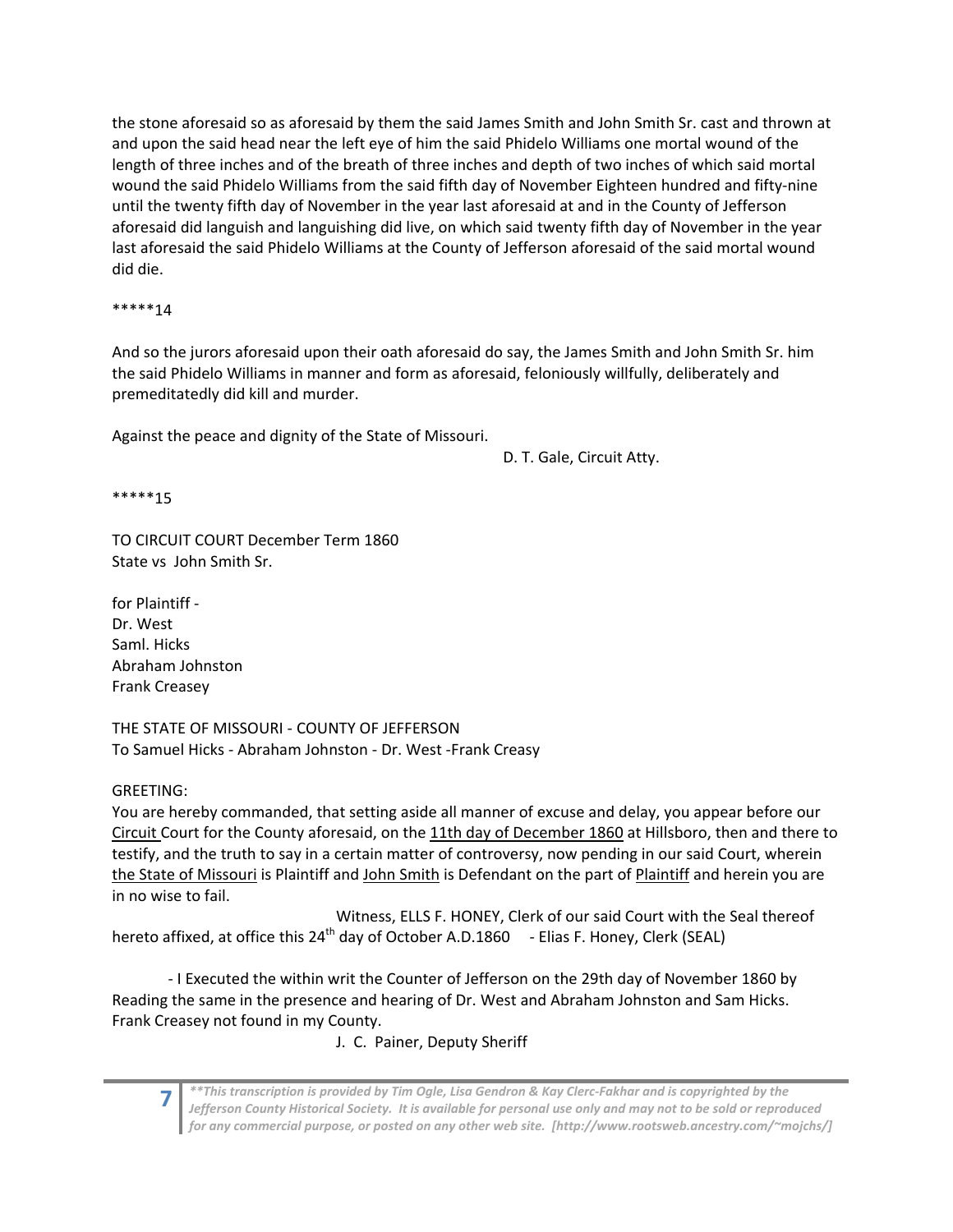the stone aforesaid so as aforesaid by them the said James Smith and John Smith Sr. cast and thrown at and upon the said head near the left eye of him the said Phidelo Williams one mortal wound of the length of three inches and of the breath of three inches and depth of two inches of which said mortal wound the said Phidelo Williams from the said fifth day of November Eighteen hundred and fifty-nine until the twenty fifth day of November in the year last aforesaid at and in the County of Jefferson aforesaid did languish and languishing did live, on which said twenty fifth day of November in the year last aforesaid the said Phidelo Williams at the County of Jefferson aforesaid of the said mortal wound did die.

*****14

And so the jurors aforesaid upon their oath aforesaid do say, the James Smith and John Smith Sr. him the said Phidelo Williams in manner and form as aforesaid, feloniously willfully, deliberately and premeditatedly did kill and murder.

Against the peace and dignity of the State of Missouri.

D. T. Gale, Circuit Atty.

*****15

TO CIRCUIT COURT December Term 1860
State vs John Smith Sr.

for Plaintiff -
Dr. West
Saml. Hicks
Abraham Johnston
Frank Creasey

THE STATE OF MISSOURI - COUNTY OF JEFFERSON
To Samuel Hicks - Abraham Johnston - Dr. West -Frank Creasy

GREETING:
You are hereby commanded, that setting aside all manner of excuse and delay, you appear before our Circuit Court for the County aforesaid, on the 11th day of December 1860 at Hillsboro, then and there to testify, and the truth to say in a certain matter of controversy, now pending in our said Court, wherein the State of Missouri is Plaintiff and John Smith is Defendant on the part of Plaintiff and herein you are in no wise to fail.

Witness, ELLS F. HONEY, Clerk of our said Court with the Seal thereof hereto affixed, at office this 24th day of October A.D.1860 - Elias F. Honey, Clerk (SEAL)

- I Executed the within writ the Counter of Jefferson on the 29th day of November 1860 by Reading the same in the presence and hearing of Dr. West and Abraham Johnston and Sam Hicks. Frank Creasey not found in my County.

J. C. Painer, Deputy Sheriff

*\*\*This transcription is provided by Tim Ogle, Lisa Gendron & Kay Clerc-Fakhar and is copyrighted by the Jefferson County Historical Society. It is available for personal use only and may not to be sold or reproduced for any commercial purpose, or posted on any other web site. [http://www.rootsweb.ancestry.com/~mojchs/]*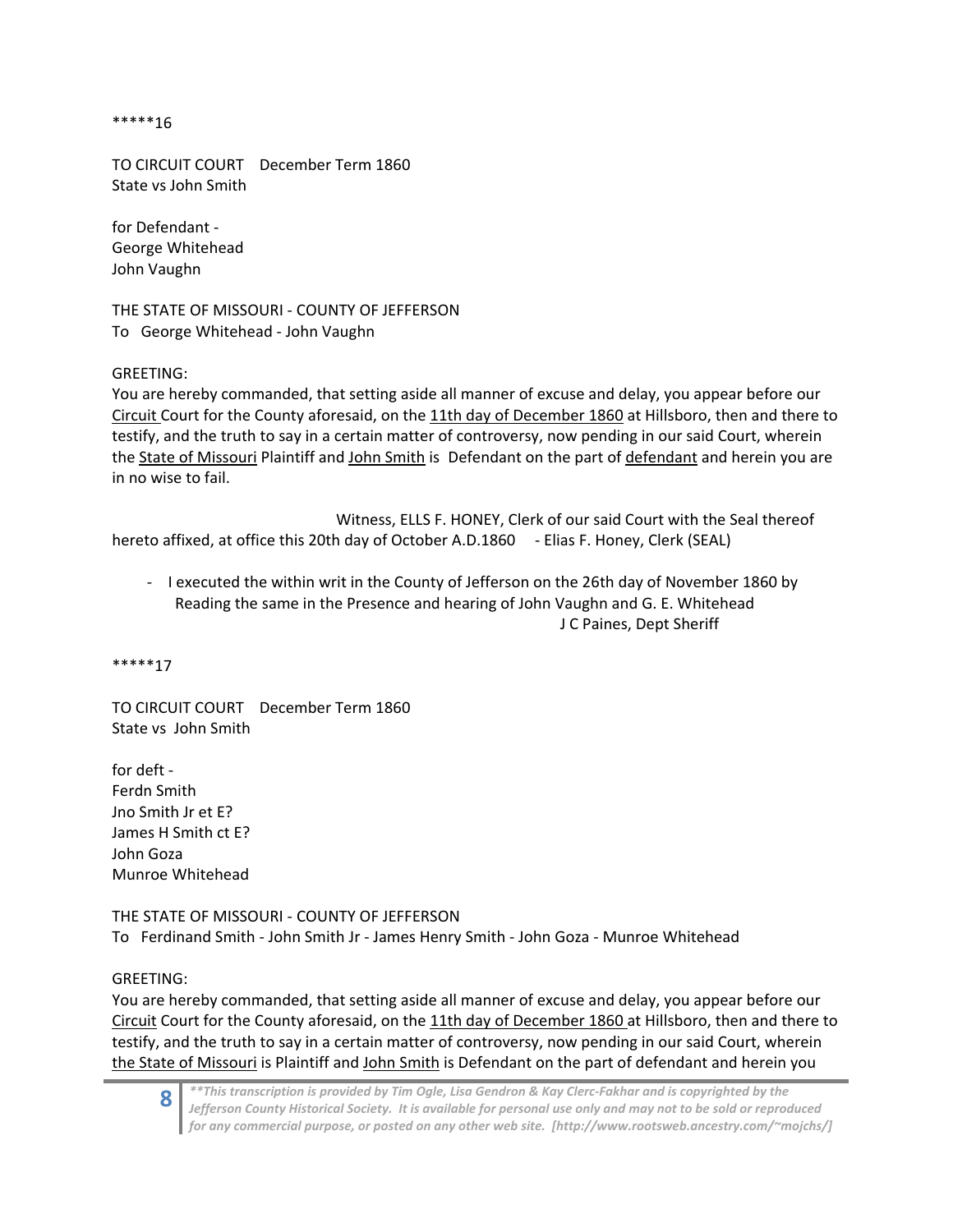*****16

TO CIRCUIT COURT December Term 1860
State vs John Smith

for Defendant -
George Whitehead
John Vaughn

THE STATE OF MISSOURI - COUNTY OF JEFFERSON
To George Whitehead - John Vaughn

GREETING:
You are hereby commanded, that setting aside all manner of excuse and delay, you appear before our Circuit Court for the County aforesaid, on the 11th day of December 1860 at Hillsboro, then and there to testify, and the truth to say in a certain matter of controversy, now pending in our said Court, wherein the State of Missouri Plaintiff and John Smith is Defendant on the part of defendant and herein you are in no wise to fail.

Witness, ELLS F. HONEY, Clerk of our said Court with the Seal thereof hereto affixed, at office this 20th day of October A.D.1860 - Elias F. Honey, Clerk (SEAL)

- I executed the within writ in the County of Jefferson on the 26th day of November 1860 by Reading the same in the Presence and hearing of John Vaughn and G. E. Whitehead
  J C Paines, Dept Sheriff

*****17

TO CIRCUIT COURT December Term 1860
State vs John Smith

for deft -
Ferdn Smith
Jno Smith Jr et E?
James H Smith ct E?
John Goza
Munroe Whitehead

THE STATE OF MISSOURI - COUNTY OF JEFFERSON
To Ferdinand Smith - John Smith Jr - James Henry Smith - John Goza - Munroe Whitehead

GREETING:
You are hereby commanded, that setting aside all manner of excuse and delay, you appear before our Circuit Court for the County aforesaid, on the 11th day of December 1860 at Hillsboro, then and there to testify, and the truth to say in a certain matter of controversy, now pending in our said Court, wherein the State of Missouri is Plaintiff and John Smith is Defendant on the part of defendant and herein you

*\*\*This transcription is provided by Tim Ogle, Lisa Gendron & Kay Clerc-Fakhar and is copyrighted by the Jefferson County Historical Society. It is available for personal use only and may not to be sold or reproduced for any commercial purpose, or posted on any other web site. [http://www.rootsweb.ancestry.com/~mojchs/]*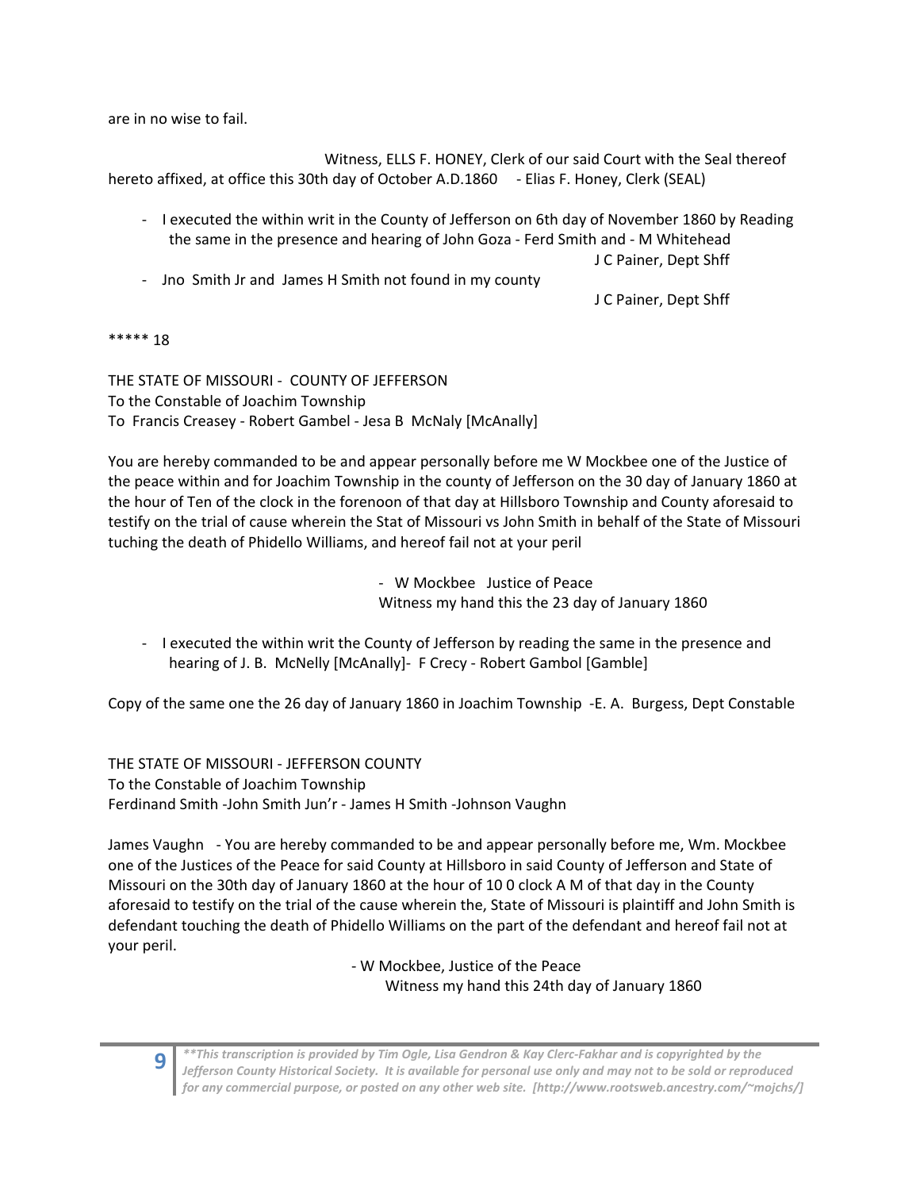are in no wise to fail.

Witness, ELLS F. HONEY, Clerk of our said Court with the Seal thereof hereto affixed, at office this 30th day of October A.D.1860 - Elias F. Honey, Clerk (SEAL)

- I executed the within writ in the County of Jefferson on 6th day of November 1860 by Reading the same in the presence and hearing of John Goza - Ferd Smith and - M Whitehead
  J C Painer, Dept Shff
- Jno Smith Jr and James H Smith not found in my county
  J C Painer, Dept Shff

***** 18

THE STATE OF MISSOURI - COUNTY OF JEFFERSON
To the Constable of Joachim Township
To Francis Creasey - Robert Gambel - Jesa B McNaly [McAnally]

You are hereby commanded to be and appear personally before me W Mockbee one of the Justice of the peace within and for Joachim Township in the county of Jefferson on the 30 day of January 1860 at the hour of Ten of the clock in the forenoon of that day at Hillsboro Township and County aforesaid to testify on the trial of cause wherein the Stat of Missouri vs John Smith in behalf of the State of Missouri tuching the death of Phidello Williams, and hereof fail not at your peril

- W Mockbee Justice of Peace
Witness my hand this the 23 day of January 1860

- I executed the within writ the County of Jefferson by reading the same in the presence and hearing of J. B. McNelly [McAnally]- F Crecy - Robert Gambol [Gamble]

Copy of the same one the 26 day of January 1860 in Joachim Township -E. A. Burgess, Dept Constable

THE STATE OF MISSOURI - JEFFERSON COUNTY
To the Constable of Joachim Township
Ferdinand Smith -John Smith Jun'r - James H Smith -Johnson Vaughn

James Vaughn - You are hereby commanded to be and appear personally before me, Wm. Mockbee one of the Justices of the Peace for said County at Hillsboro in said County of Jefferson and State of Missouri on the 30th day of January 1860 at the hour of 10 0 clock A M of that day in the County aforesaid to testify on the trial of the cause wherein the, State of Missouri is plaintiff and John Smith is defendant touching the death of Phidello Williams on the part of the defendant and hereof fail not at your peril.

- W Mockbee, Justice of the Peace
Witness my hand this 24th day of January 1860

*\*\*This transcription is provided by Tim Ogle, Lisa Gendron & Kay Clerc-Fakhar and is copyrighted by the Jefferson County Historical Society. It is available for personal use only and may not to be sold or reproduced for any commercial purpose, or posted on any other web site. [http://www.rootsweb.ancestry.com/~mojchs/]*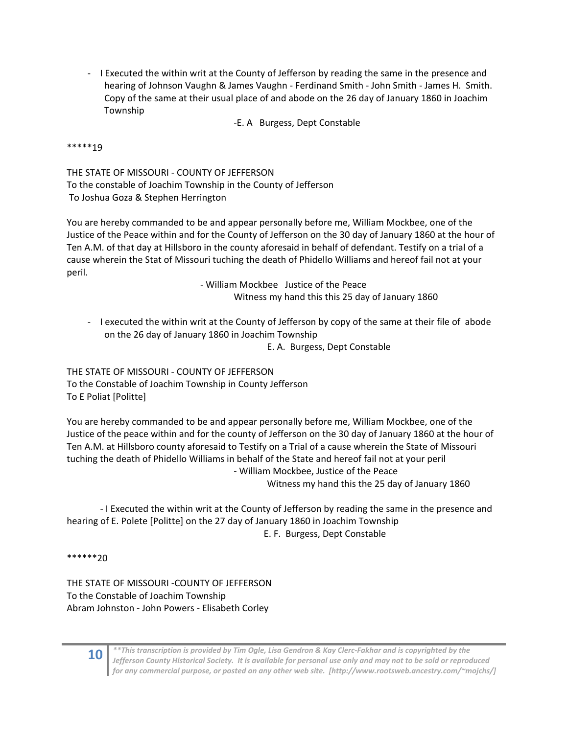- I Executed the within writ at the County of Jefferson by reading the same in the presence and hearing of Johnson Vaughn & James Vaughn - Ferdinand Smith - John Smith - James H. Smith. Copy of the same at their usual place of and abode on the 26 day of January 1860 in Joachim Township

-E. A Burgess, Dept Constable

*****19

THE STATE OF MISSOURI - COUNTY OF JEFFERSON
To the constable of Joachim Township in the County of Jefferson
To Joshua Goza & Stephen Herrington

You are hereby commanded to be and appear personally before me, William Mockbee, one of the Justice of the Peace within and for the County of Jefferson on the 30 day of January 1860 at the hour of Ten A.M. of that day at Hillsboro in the county aforesaid in behalf of defendant. Testify on a trial of a cause wherein the Stat of Missouri tuching the death of Phidello Williams and hereof fail not at your peril.

- William Mockbee Justice of the Peace
Witness my hand this this 25 day of January 1860

- I executed the within writ at the County of Jefferson by copy of the same at their file of abode on the 26 day of January 1860 in Joachim Township

E. A. Burgess, Dept Constable

THE STATE OF MISSOURI - COUNTY OF JEFFERSON
To the Constable of Joachim Township in County Jefferson
To E Poliat [Politte]

You are hereby commanded to be and appear personally before me, William Mockbee, one of the Justice of the peace within and for the county of Jefferson on the 30 day of January 1860 at the hour of Ten A.M. at Hillsboro county aforesaid to Testify on a Trial of a cause wherein the State of Missouri tuching the death of Phidello Williams in behalf of the State and hereof fail not at your peril

- William Mockbee, Justice of the Peace
Witness my hand this the 25 day of January 1860

- I Executed the within writ at the County of Jefferson by reading the same in the presence and hearing of E. Polete [Politte] on the 27 day of January 1860 in Joachim Township

E. F. Burgess, Dept Constable

******20

THE STATE OF MISSOURI -COUNTY OF JEFFERSON
To the Constable of Joachim Township
Abram Johnston - John Powers - Elisabeth Corley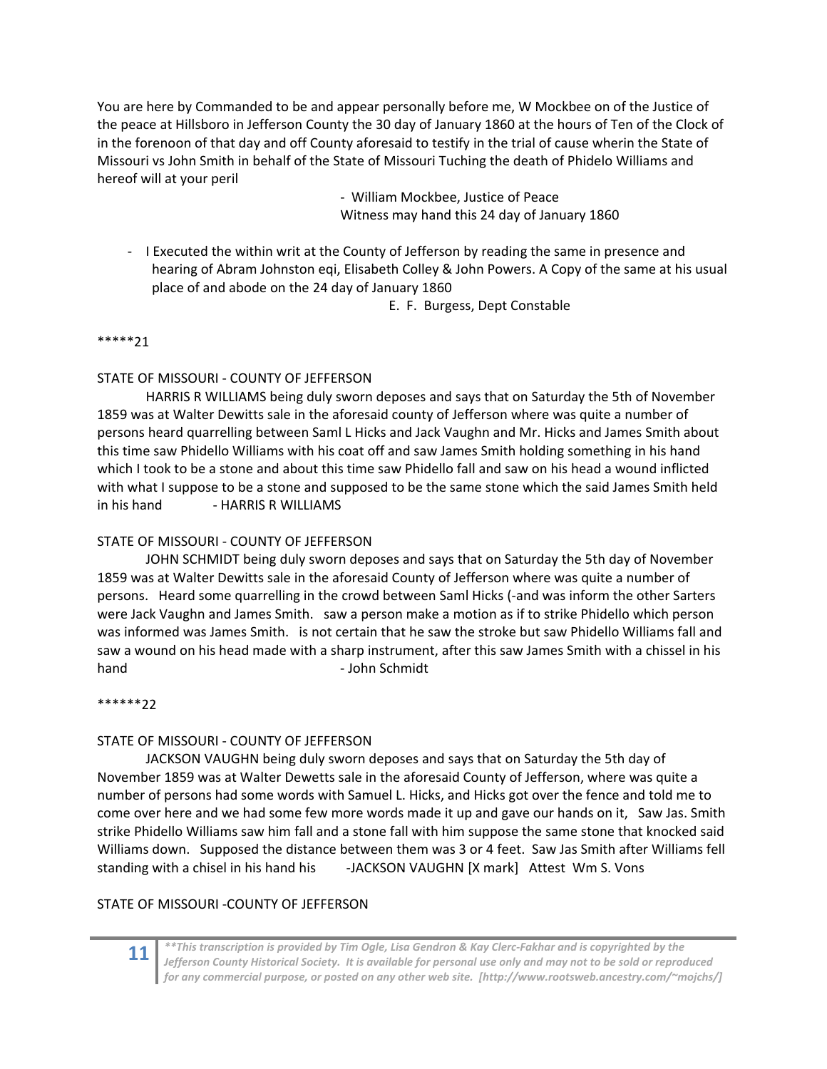You are here by Commanded to be and appear personally before me, W Mockbee on of the Justice of the peace at Hillsboro in Jefferson County the 30 day of January 1860 at the hours of Ten of the Clock of in the forenoon of that day and off County aforesaid to testify in the trial of cause wherin the State of Missouri vs John Smith in behalf of the State of Missouri Tuching the death of Phidelo Williams and hereof will at your peril

- William Mockbee, Justice of Peace
Witness may hand this 24 day of January 1860

- I Executed the within writ at the County of Jefferson by reading the same in presence and hearing of Abram Johnston eqi, Elisabeth Colley & John Powers. A Copy of the same at his usual place of and abode on the 24 day of January 1860

E. F. Burgess, Dept Constable

*****21

STATE OF MISSOURI - COUNTY OF JEFFERSON

HARRIS R WILLIAMS being duly sworn deposes and says that on Saturday the 5th of November 1859 was at Walter Dewitts sale in the aforesaid county of Jefferson where was quite a number of persons heard quarrelling between Saml L Hicks and Jack Vaughn and Mr. Hicks and James Smith about this time saw Phidello Williams with his coat off and saw James Smith holding something in his hand which I took to be a stone and about this time saw Phidello fall and saw on his head a wound inflicted with what I suppose to be a stone and supposed to be the same stone which the said James Smith held in his hand - HARRIS R WILLIAMS

STATE OF MISSOURI - COUNTY OF JEFFERSON

JOHN SCHMIDT being duly sworn deposes and says that on Saturday the 5th day of November 1859 was at Walter Dewitts sale in the aforesaid County of Jefferson where was quite a number of persons. Heard some quarrelling in the crowd between Saml Hicks (-and was inform the other Sarters were Jack Vaughn and James Smith. saw a person make a motion as if to strike Phidello which person was informed was James Smith. is not certain that he saw the stroke but saw Phidello Williams fall and saw a wound on his head made with a sharp instrument, after this saw James Smith with a chissel in his hand - John Schmidt

******22

STATE OF MISSOURI - COUNTY OF JEFFERSON

JACKSON VAUGHN being duly sworn deposes and says that on Saturday the 5th day of November 1859 was at Walter Dewetts sale in the aforesaid County of Jefferson, where was quite a number of persons had some words with Samuel L. Hicks, and Hicks got over the fence and told me to come over here and we had some few more words made it up and gave our hands on it, Saw Jas. Smith strike Phidello Williams saw him fall and a stone fall with him suppose the same stone that knocked said Williams down. Supposed the distance between them was 3 or 4 feet. Saw Jas Smith after Williams fell standing with a chisel in his hand his -JACKSON VAUGHN [X mark] Attest Wm S. Vons

STATE OF MISSOURI -COUNTY OF JEFFERSON

**This transcription is provided by Tim Ogle, Lisa Gendron & Kay Clerc-Fakhar and is copyrighted by the Jefferson County Historical Society. It is available for personal use only and may not to be sold or reproduced for any commercial purpose, or posted on any other web site. [http://www.rootsweb.ancestry.com/~mojchs/]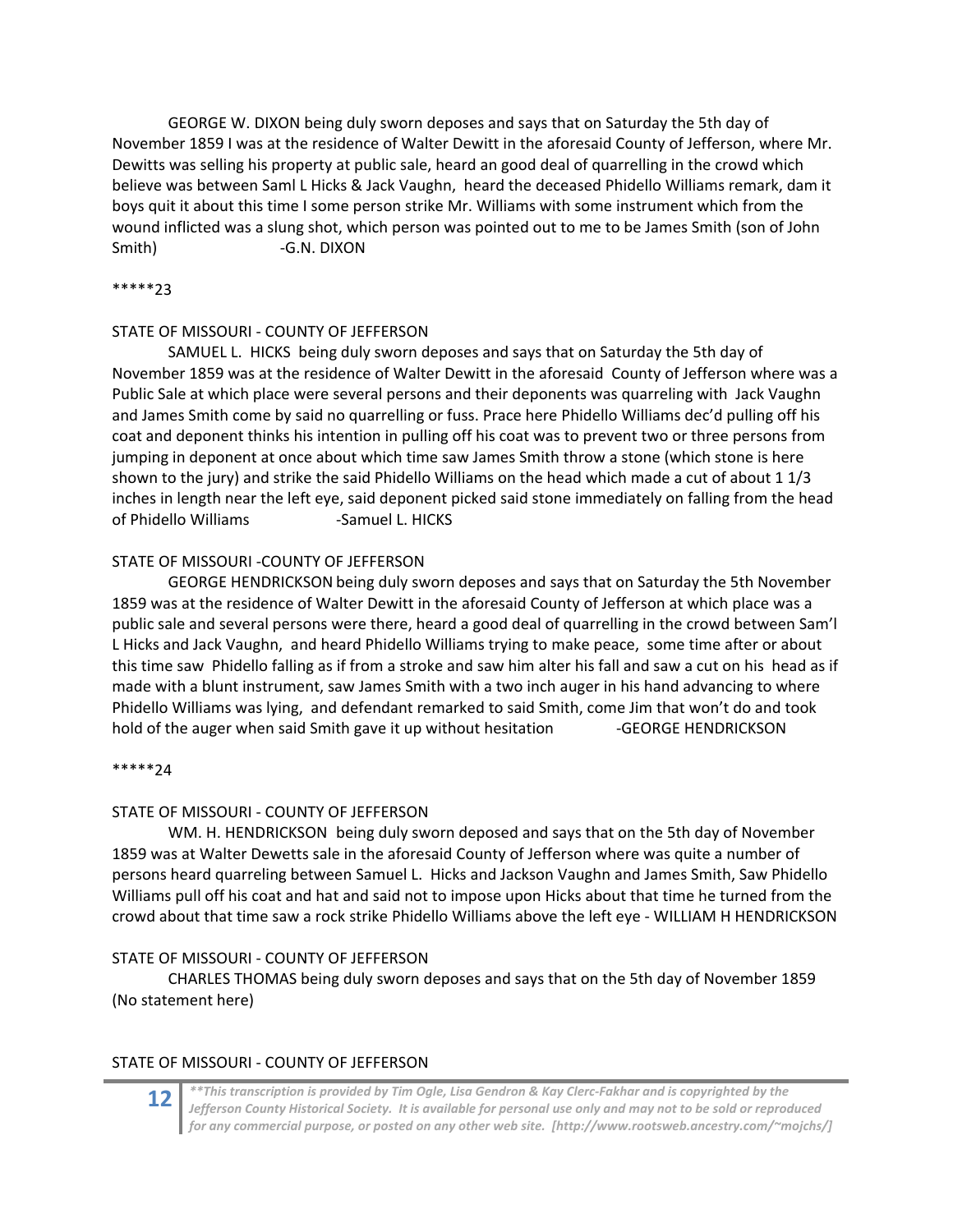GEORGE W. DIXON being duly sworn deposes and says that on Saturday the 5th day of November 1859 I was at the residence of Walter Dewitt in the aforesaid County of Jefferson, where Mr. Dewitts was selling his property at public sale, heard an good deal of quarrelling in the crowd which believe was between Saml L Hicks & Jack Vaughn, heard the deceased Phidello Williams remark, dam it boys quit it about this time I some person strike Mr. Williams with some instrument which from the wound inflicted was a slung shot, which person was pointed out to me to be James Smith (son of John Smith) -G.N. DIXON

*****23

STATE OF MISSOURI - COUNTY OF JEFFERSON

SAMUEL L. HICKS being duly sworn deposes and says that on Saturday the 5th day of November 1859 was at the residence of Walter Dewitt in the aforesaid County of Jefferson where was a Public Sale at which place were several persons and their deponents was quarreling with Jack Vaughn and James Smith come by said no quarrelling or fuss. Prace here Phidello Williams dec'd pulling off his coat and deponent thinks his intention in pulling off his coat was to prevent two or three persons from jumping in deponent at once about which time saw James Smith throw a stone (which stone is here shown to the jury) and strike the said Phidello Williams on the head which made a cut of about 1 1/3 inches in length near the left eye, said deponent picked said stone immediately on falling from the head of Phidello Williams -Samuel L. HICKS

STATE OF MISSOURI -COUNTY OF JEFFERSON

GEORGE HENDRICKSON being duly sworn deposes and says that on Saturday the 5th November 1859 was at the residence of Walter Dewitt in the aforesaid County of Jefferson at which place was a public sale and several persons were there, heard a good deal of quarrelling in the crowd between Sam'l L Hicks and Jack Vaughn, and heard Phidello Williams trying to make peace, some time after or about this time saw Phidello falling as if from a stroke and saw him alter his fall and saw a cut on his head as if made with a blunt instrument, saw James Smith with a two inch auger in his hand advancing to where Phidello Williams was lying, and defendant remarked to said Smith, come Jim that won't do and took hold of the auger when said Smith gave it up without hesitation -GEORGE HENDRICKSON

*****24

STATE OF MISSOURI - COUNTY OF JEFFERSON

WM. H. HENDRICKSON being duly sworn deposed and says that on the 5th day of November 1859 was at Walter Dewetts sale in the aforesaid County of Jefferson where was quite a number of persons heard quareling between Samuel L. Hicks and Jackson Vaughn and James Smith, Saw Phidello Williams pull off his coat and hat and said not to impose upon Hicks about that time he turned from the crowd about that time saw a rock strike Phidello Williams above the left eye - WILLIAM H HENDRICKSON

STATE OF MISSOURI - COUNTY OF JEFFERSON

CHARLES THOMAS being duly sworn deposes and says that on the 5th day of November 1859 (No statement here)

STATE OF MISSOURI - COUNTY OF JEFFERSON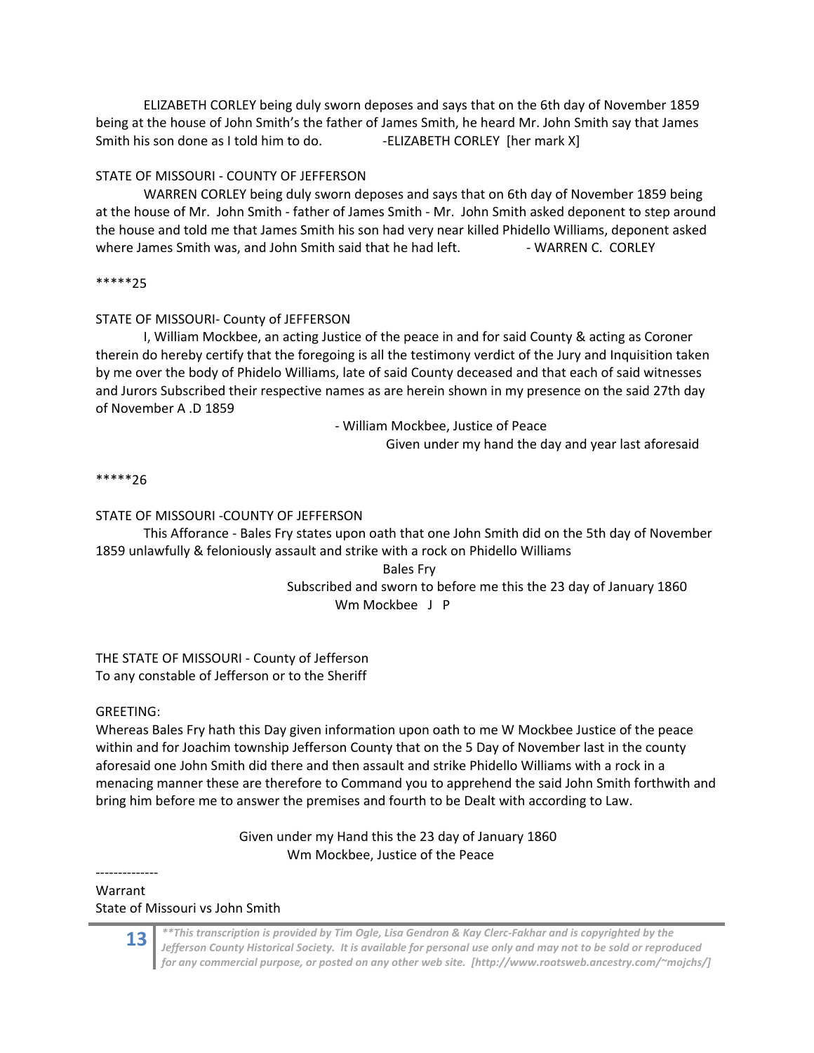ELIZABETH CORLEY being duly sworn deposes and says that on the 6th day of November 1859 being at the house of John Smith's the father of James Smith, he heard Mr. John Smith say that James Smith his son done as I told him to do. -ELIZABETH CORLEY [her mark X]

STATE OF MISSOURI - COUNTY OF JEFFERSON

WARREN CORLEY being duly sworn deposes and says that on 6th day of November 1859 being at the house of Mr. John Smith - father of James Smith - Mr. John Smith asked deponent to step around the house and told me that James Smith his son had very near killed Phidello Williams, deponent asked where James Smith was, and John Smith said that he had left. - WARREN C. CORLEY

*****25

STATE OF MISSOURI- County of JEFFERSON

I, William Mockbee, an acting Justice of the peace in and for said County & acting as Coroner therein do hereby certify that the foregoing is all the testimony verdict of the Jury and Inquisition taken by me over the body of Phidelo Williams, late of said County deceased and that each of said witnesses and Jurors Subscribed their respective names as are herein shown in my presence on the said 27th day of November A .D 1859

- William Mockbee, Justice of Peace

Given under my hand the day and year last aforesaid

*****26

STATE OF MISSOURI -COUNTY OF JEFFERSON

This Afforance - Bales Fry states upon oath that one John Smith did on the 5th day of November 1859 unlawfully & feloniously assault and strike with a rock on Phidello Williams

Bales Fry

Subscribed and sworn to before me this the 23 day of January 1860

Wm Mockbee J P

THE STATE OF MISSOURI - County of Jefferson
To any constable of Jefferson or to the Sheriff

GREETING:
Whereas Bales Fry hath this Day given information upon oath to me W Mockbee Justice of the peace within and for Joachim township Jefferson County that on the 5 Day of November last in the county aforesaid one John Smith did there and then assault and strike Phidello Williams with a rock in a menacing manner these are therefore to Command you to apprehend the said John Smith forthwith and bring him before me to answer the premises and fourth to be Dealt with according to Law.

Given under my Hand this the 23 day of January 1860

Wm Mockbee, Justice of the Peace

--------------

Warrant
State of Missouri vs John Smith

*\*\*This transcription is provided by Tim Ogle, Lisa Gendron & Kay Clerc-Fakhar and is copyrighted by the Jefferson County Historical Society. It is available for personal use only and may not to be sold or reproduced for any commercial purpose, or posted on any other web site. [http://www.rootsweb.ancestry.com/~mojchs/]*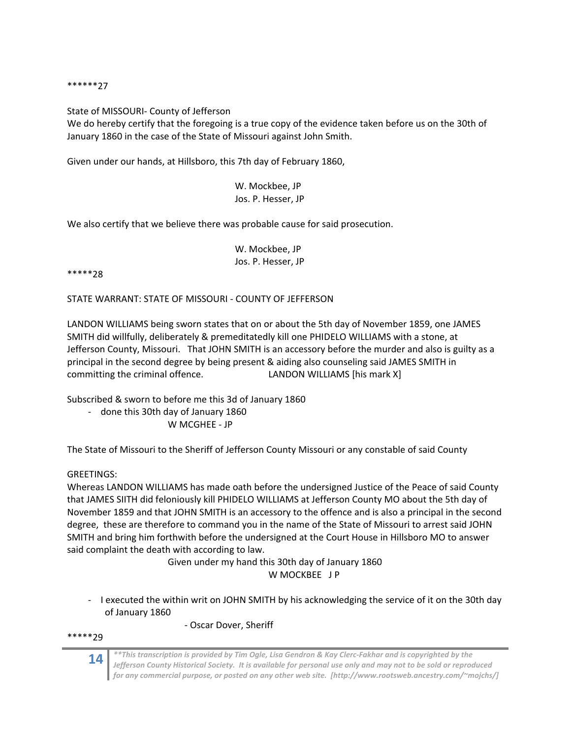******27

State of MISSOURI- County of Jefferson
We do hereby certify that the foregoing is a true copy of the evidence taken before us on the 30th of January 1860 in the case of the State of Missouri against John Smith.

Given under our hands, at Hillsboro, this 7th day of February 1860,

W. Mockbee, JP
Jos. P. Hesser, JP

We also certify that we believe there was probable cause for said prosecution.

W. Mockbee, JP
Jos. P. Hesser, JP

*****28

STATE WARRANT: STATE OF MISSOURI - COUNTY OF JEFFERSON

LANDON WILLIAMS being sworn states that on or about the 5th day of November 1859, one JAMES SMITH did willfully, deliberately & premeditatedly kill one PHIDELO WILLIAMS with a stone, at Jefferson County, Missouri. That JOHN SMITH is an accessory before the murder and also is guilty as a principal in the second degree by being present & aiding also counseling said JAMES SMITH in committing the criminal offence. LANDON WILLIAMS [his mark X]

Subscribed & sworn to before me this 3d of January 1860

- done this 30th day of January 1860
  W MCGHEE - JP

The State of Missouri to the Sheriff of Jefferson County Missouri or any constable of said County

GREETINGS:
Whereas LANDON WILLIAMS has made oath before the undersigned Justice of the Peace of said County that JAMES SIITH did feloniously kill PHIDELO WILLIAMS at Jefferson County MO about the 5th day of November 1859 and that JOHN SMITH is an accessory to the offence and is also a principal in the second degree, these are therefore to command you in the name of the State of Missouri to arrest said JOHN SMITH and bring him forthwith before the undersigned at the Court House in Hillsboro MO to answer said complaint the death with according to law.

Given under my hand this 30th day of January 1860
W MOCKBEE J P

- I executed the within writ on JOHN SMITH by his acknowledging the service of it on the 30th day of January 1860

  - Oscar Dover, Sheriff

*****29

*\*\*This transcription is provided by Tim Ogle, Lisa Gendron & Kay Clerc-Fakhar and is copyrighted by the Jefferson County Historical Society. It is available for personal use only and may not to be sold or reproduced for any commercial purpose, or posted on any other web site. [http://www.rootsweb.ancestry.com/~mojchs/]*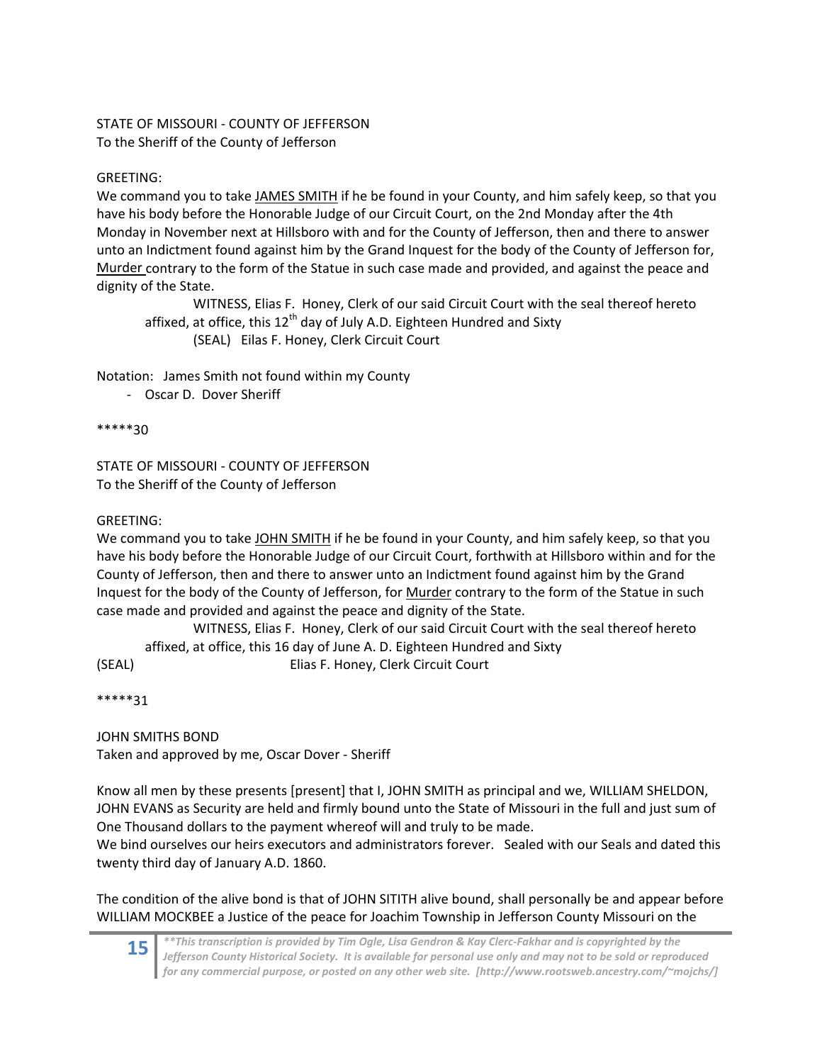STATE OF MISSOURI - COUNTY OF JEFFERSON
To the Sheriff of the County of Jefferson

GREETING:
We command you to take JAMES SMITH if he be found in your County, and him safely keep, so that you have his body before the Honorable Judge of our Circuit Court, on the 2nd Monday after the 4th Monday in November next at Hillsboro with and for the County of Jefferson, then and there to answer unto an Indictment found against him by the Grand Inquest for the body of the County of Jefferson for, Murder contrary to the form of the Statue in such case made and provided, and against the peace and dignity of the State.

WITNESS, Elias F. Honey, Clerk of our said Circuit Court with the seal thereof hereto affixed, at office, this 12th day of July A.D. Eighteen Hundred and Sixty
(SEAL) Eilas F. Honey, Clerk Circuit Court

Notation: James Smith not found within my County
- Oscar D. Dover Sheriff

*****30

STATE OF MISSOURI - COUNTY OF JEFFERSON
To the Sheriff of the County of Jefferson

GREETING:
We command you to take JOHN SMITH if he be found in your County, and him safely keep, so that you have his body before the Honorable Judge of our Circuit Court, forthwith at Hillsboro within and for the County of Jefferson, then and there to answer unto an Indictment found against him by the Grand Inquest for the body of the County of Jefferson, for Murder contrary to the form of the Statue in such case made and provided and against the peace and dignity of the State.

WITNESS, Elias F. Honey, Clerk of our said Circuit Court with the seal thereof hereto affixed, at office, this 16 day of June A. D. Eighteen Hundred and Sixty
(SEAL) Elias F. Honey, Clerk Circuit Court

*****31

JOHN SMITHS BOND
Taken and approved by me, Oscar Dover - Sheriff

Know all men by these presents [present] that I, JOHN SMITH as principal and we, WILLIAM SHELDON, JOHN EVANS as Security are held and firmly bound unto the State of Missouri in the full and just sum of One Thousand dollars to the payment whereof will and truly to be made.
We bind ourselves our heirs executors and administrators forever. Sealed with our Seals and dated this twenty third day of January A.D. 1860.

The condition of the alive bond is that of JOHN SITITH alive bound, shall personally be and appear before WILLIAM MOCKBEE a Justice of the peace for Joachim Township in Jefferson County Missouri on the

***This transcription is provided by Tim Ogle, Lisa Gendron & Kay Clerc-Fakhar and is copyrighted by the Jefferson County Historical Society. It is available for personal use only and may not to be sold or reproduced for any commercial purpose, or posted on any other web site. [http://www.rootsweb.ancestry.com/~mojchs/]*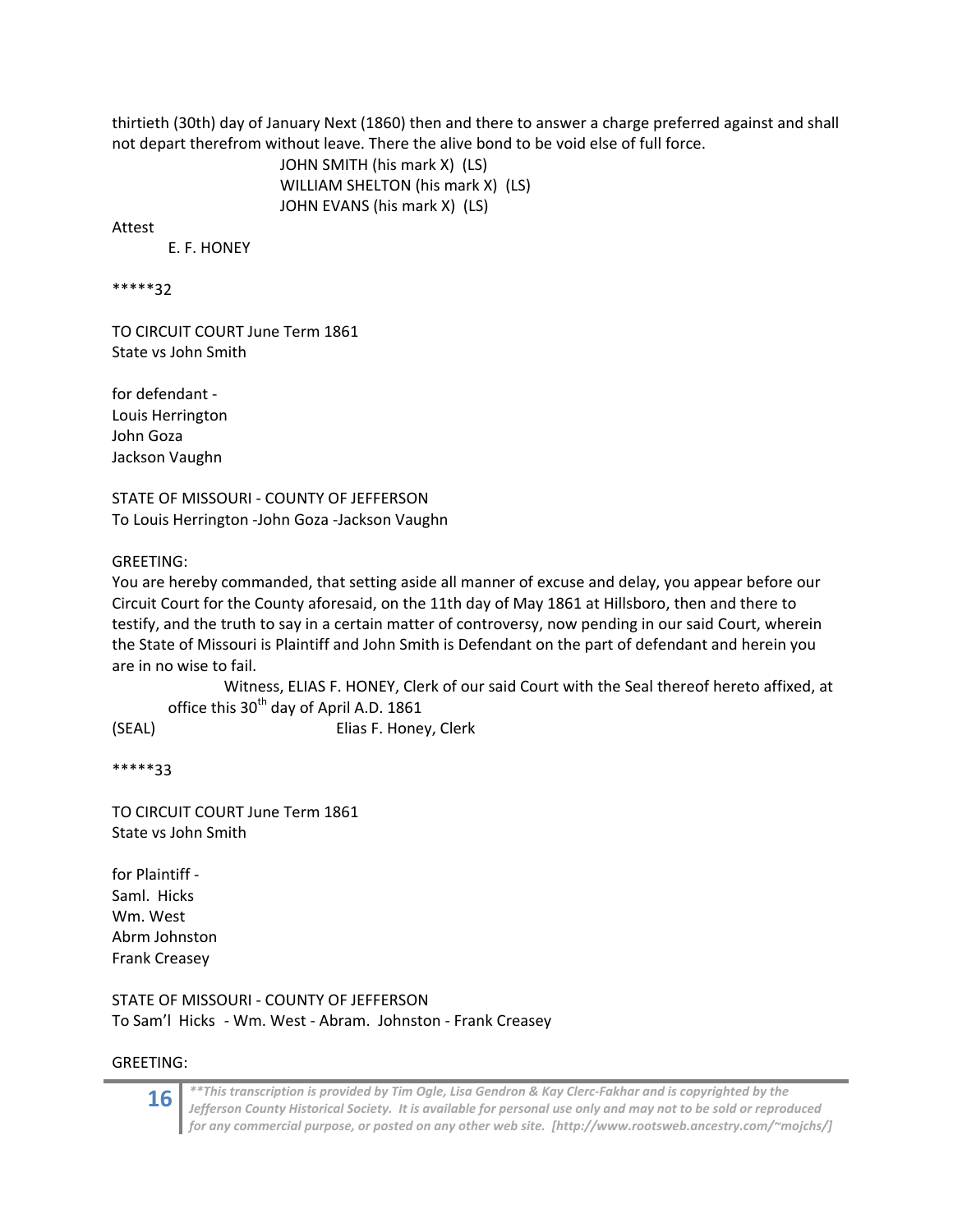thirtieth (30th) day of January Next (1860) then and there to answer a charge preferred against and shall not depart therefrom without leave. There the alive bond to be void else of full force.

JOHN SMITH (his mark X) (LS)
WILLIAM SHELTON (his mark X) (LS)
JOHN EVANS (his mark X) (LS)

Attest

E. F. HONEY

*****32

TO CIRCUIT COURT June Term 1861
State vs John Smith

for defendant -
Louis Herrington
John Goza
Jackson Vaughn

STATE OF MISSOURI - COUNTY OF JEFFERSON
To Louis Herrington -John Goza -Jackson Vaughn

GREETING:
You are hereby commanded, that setting aside all manner of excuse and delay, you appear before our Circuit Court for the County aforesaid, on the 11th day of May 1861 at Hillsboro, then and there to testify, and the truth to say in a certain matter of controversy, now pending in our said Court, wherein the State of Missouri is Plaintiff and John Smith is Defendant on the part of defendant and herein you are in no wise to fail.

Witness, ELIAS F. HONEY, Clerk of our said Court with the Seal thereof hereto affixed, at office this 30th day of April A.D. 1861

(SEAL) Elias F. Honey, Clerk

*****33

TO CIRCUIT COURT June Term 1861
State vs John Smith

for Plaintiff -
Saml. Hicks
Wm. West
Abrm Johnston
Frank Creasey

STATE OF MISSOURI - COUNTY OF JEFFERSON
To Sam'l Hicks - Wm. West - Abram. Johnston - Frank Creasey

GREETING: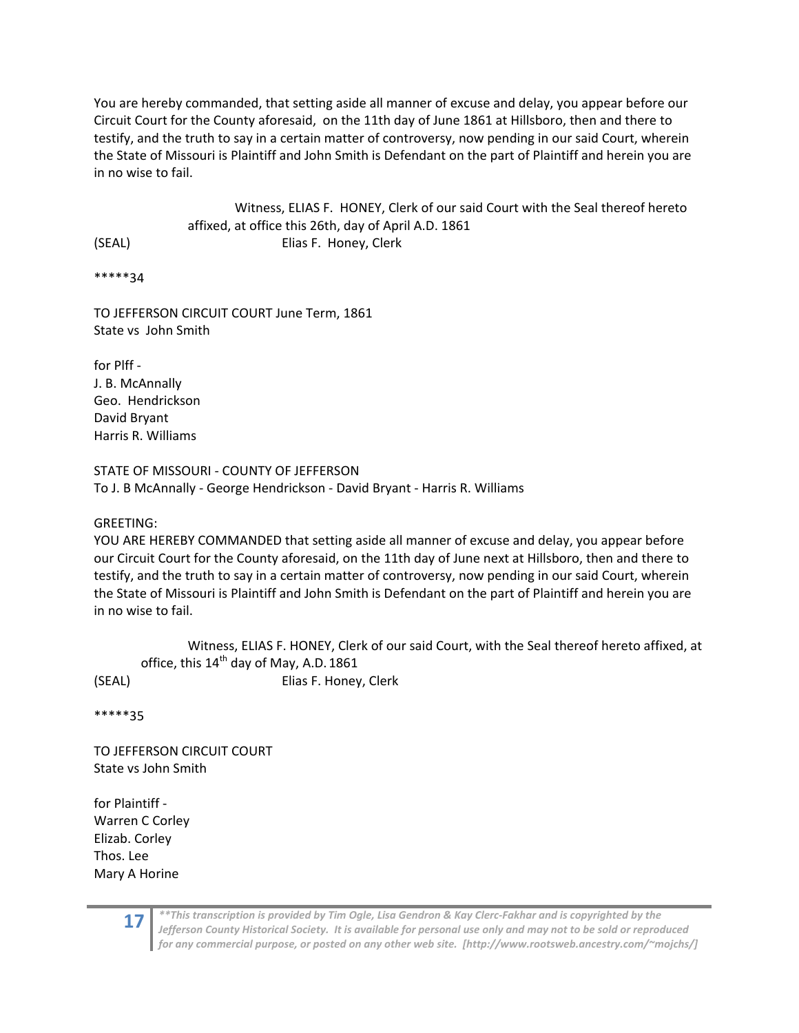You are hereby commanded, that setting aside all manner of excuse and delay, you appear before our Circuit Court for the County aforesaid, on the 11th day of June 1861 at Hillsboro, then and there to testify, and the truth to say in a certain matter of controversy, now pending in our said Court, wherein the State of Missouri is Plaintiff and John Smith is Defendant on the part of Plaintiff and herein you are in no wise to fail.

Witness, ELIAS F. HONEY, Clerk of our said Court with the Seal thereof hereto affixed, at office this 26th, day of April A.D. 1861

(SEAL) Elias F. Honey, Clerk

*****34

TO JEFFERSON CIRCUIT COURT June Term, 1861
State vs John Smith

for Plff -
J. B. McAnnally
Geo. Hendrickson
David Bryant
Harris R. Williams

STATE OF MISSOURI - COUNTY OF JEFFERSON
To J. B McAnnally - George Hendrickson - David Bryant - Harris R. Williams

GREETING:
YOU ARE HEREBY COMMANDED that setting aside all manner of excuse and delay, you appear before our Circuit Court for the County aforesaid, on the 11th day of June next at Hillsboro, then and there to testify, and the truth to say in a certain matter of controversy, now pending in our said Court, wherein the State of Missouri is Plaintiff and John Smith is Defendant on the part of Plaintiff and herein you are in no wise to fail.

Witness, ELIAS F. HONEY, Clerk of our said Court, with the Seal thereof hereto affixed, at office, this 14th day of May, A.D. 1861

(SEAL) Elias F. Honey, Clerk

*****35

TO JEFFERSON CIRCUIT COURT
State vs John Smith

for Plaintiff -
Warren C Corley
Elizab. Corley
Thos. Lee
Mary A Horine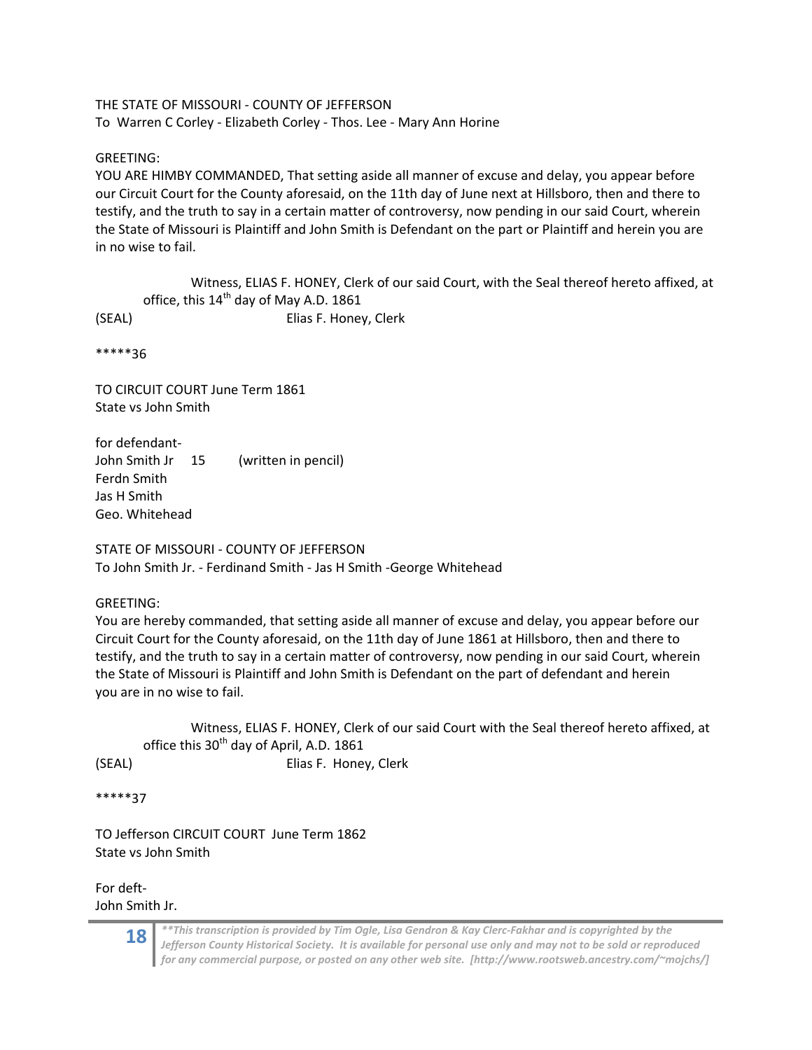THE STATE OF MISSOURI - COUNTY OF JEFFERSON
To Warren C Corley - Elizabeth Corley - Thos. Lee - Mary Ann Horine

GREETING:
YOU ARE HIMBY COMMANDED, That setting aside all manner of excuse and delay, you appear before our Circuit Court for the County aforesaid, on the 11th day of June next at Hillsboro, then and there to testify, and the truth to say in a certain matter of controversy, now pending in our said Court, wherein the State of Missouri is Plaintiff and John Smith is Defendant on the part or Plaintiff and herein you are in no wise to fail.

Witness, ELIAS F. HONEY, Clerk of our said Court, with the Seal thereof hereto affixed, at office, this 14th day of May A.D. 1861

(SEAL) Elias F. Honey, Clerk

*****36

TO CIRCUIT COURT June Term 1861
State vs John Smith

for defendant-
John Smith Jr 15 (written in pencil)
Ferdn Smith
Jas H Smith
Geo. Whitehead

STATE OF MISSOURI - COUNTY OF JEFFERSON
To John Smith Jr. - Ferdinand Smith - Jas H Smith -George Whitehead

GREETING:
You are hereby commanded, that setting aside all manner of excuse and delay, you appear before our Circuit Court for the County aforesaid, on the 11th day of June 1861 at Hillsboro, then and there to testify, and the truth to say in a certain matter of controversy, now pending in our said Court, wherein the State of Missouri is Plaintiff and John Smith is Defendant on the part of defendant and herein you are in no wise to fail.

Witness, ELIAS F. HONEY, Clerk of our said Court with the Seal thereof hereto affixed, at office this 30th day of April, A.D. 1861

(SEAL) Elias F. Honey, Clerk

*****37

TO Jefferson CIRCUIT COURT June Term 1862
State vs John Smith

For deft-
John Smith Jr.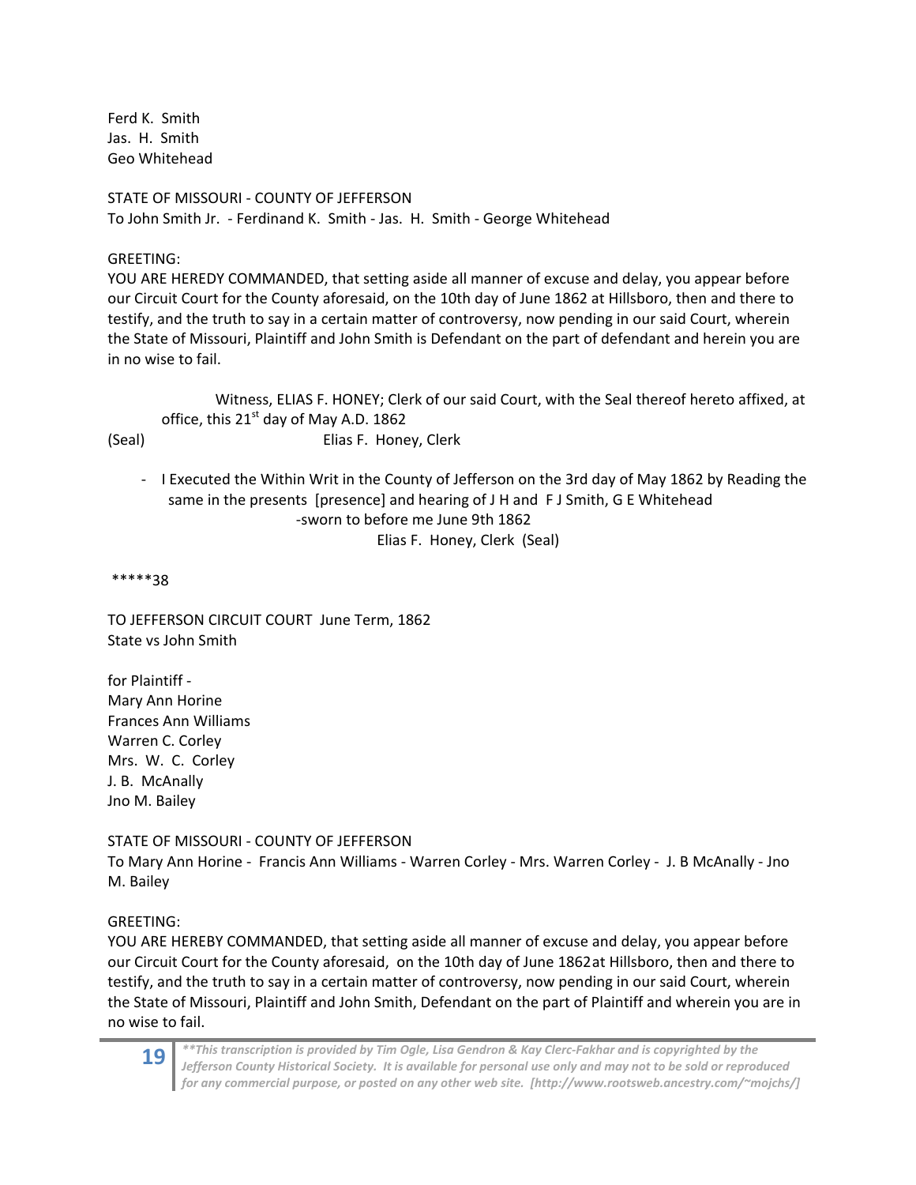Ferd K. Smith
Jas. H. Smith
Geo Whitehead

STATE OF MISSOURI - COUNTY OF JEFFERSON
To John Smith Jr. - Ferdinand K. Smith - Jas. H. Smith - George Whitehead

GREETING:
YOU ARE HEREDY COMMANDED, that setting aside all manner of excuse and delay, you appear before our Circuit Court for the County aforesaid, on the 10th day of June 1862 at Hillsboro, then and there to testify, and the truth to say in a certain matter of controversy, now pending in our said Court, wherein the State of Missouri, Plaintiff and John Smith is Defendant on the part of defendant and herein you are in no wise to fail.

Witness, ELIAS F. HONEY; Clerk of our said Court, with the Seal thereof hereto affixed, at office, this 21st day of May A.D. 1862

(Seal) Elias F. Honey, Clerk

- I Executed the Within Writ in the County of Jefferson on the 3rd day of May 1862 by Reading the same in the presents [presence] and hearing of J H and F J Smith, G E Whitehead
  -sworn to before me June 9th 1862
  Elias F. Honey, Clerk (Seal)

*****38

TO JEFFERSON CIRCUIT COURT June Term, 1862
State vs John Smith

for Plaintiff -
Mary Ann Horine
Frances Ann Williams
Warren C. Corley
Mrs. W. C. Corley
J. B. McAnally
Jno M. Bailey

STATE OF MISSOURI - COUNTY OF JEFFERSON
To Mary Ann Horine - Francis Ann Williams - Warren Corley - Mrs. Warren Corley - J. B McAnally - Jno M. Bailey

GREETING:
YOU ARE HEREBY COMMANDED, that setting aside all manner of excuse and delay, you appear before our Circuit Court for the County aforesaid, on the 10th day of June 1862 at Hillsboro, then and there to testify, and the truth to say in a certain matter of controversy, now pending in our said Court, wherein the State of Missouri, Plaintiff and John Smith, Defendant on the part of Plaintiff and wherein you are in no wise to fail.

*\*\*This transcription is provided by Tim Ogle, Lisa Gendron & Kay Clerc-Fakhar and is copyrighted by the Jefferson County Historical Society. It is available for personal use only and may not to be sold or reproduced for any commercial purpose, or posted on any other web site. [http://www.rootsweb.ancestry.com/~mojchs/]*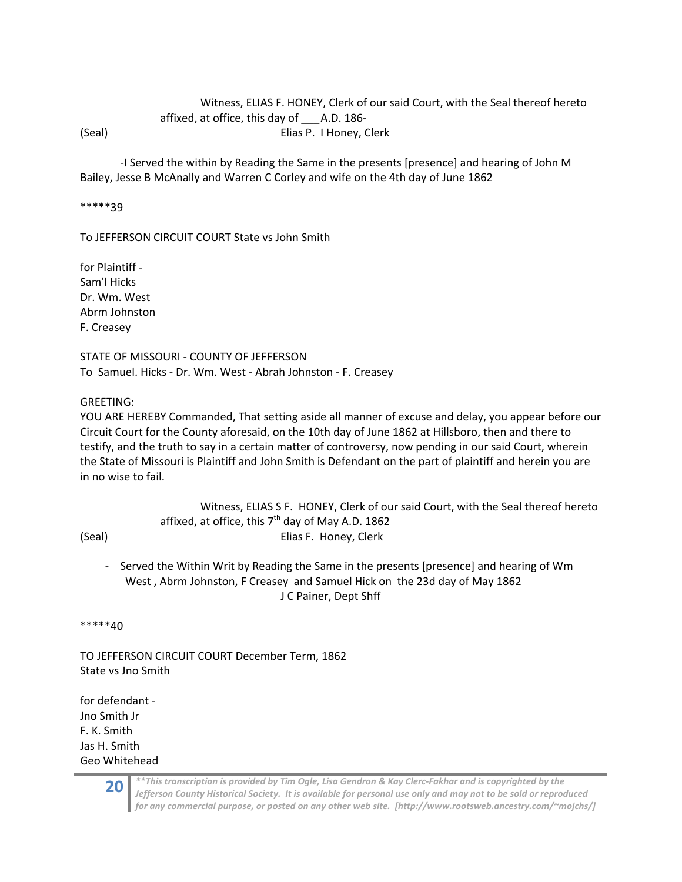Witness, ELIAS F. HONEY, Clerk of our said Court, with the Seal thereof hereto affixed, at office, this day of ___A.D. 186-

(Seal) Elias P. I Honey, Clerk

-I Served the within by Reading the Same in the presents [presence] and hearing of John M Bailey, Jesse B McAnally and Warren C Corley and wife on the 4th day of June 1862

*****39

To JEFFERSON CIRCUIT COURT State vs John Smith

for Plaintiff -
Sam'l Hicks
Dr. Wm. West
Abrm Johnston
F. Creasey

STATE OF MISSOURI - COUNTY OF JEFFERSON
To Samuel. Hicks - Dr. Wm. West - Abrah Johnston - F. Creasey

GREETING:
YOU ARE HEREBY Commanded, That setting aside all manner of excuse and delay, you appear before our Circuit Court for the County aforesaid, on the 10th day of June 1862 at Hillsboro, then and there to testify, and the truth to say in a certain matter of controversy, now pending in our said Court, wherein the State of Missouri is Plaintiff and John Smith is Defendant on the part of plaintiff and herein you are in no wise to fail.

Witness, ELIAS S F. HONEY, Clerk of our said Court, with the Seal thereof hereto affixed, at office, this 7th day of May A.D. 1862

(Seal) Elias F. Honey, Clerk

- Served the Within Writ by Reading the Same in the presents [presence] and hearing of Wm West , Abrm Johnston, F Creasey and Samuel Hick on the 23d day of May 1862

J C Painer, Dept Shff

*****40

TO JEFFERSON CIRCUIT COURT December Term, 1862
State vs Jno Smith

for defendant -
Jno Smith Jr
F. K. Smith
Jas H. Smith
Geo Whitehead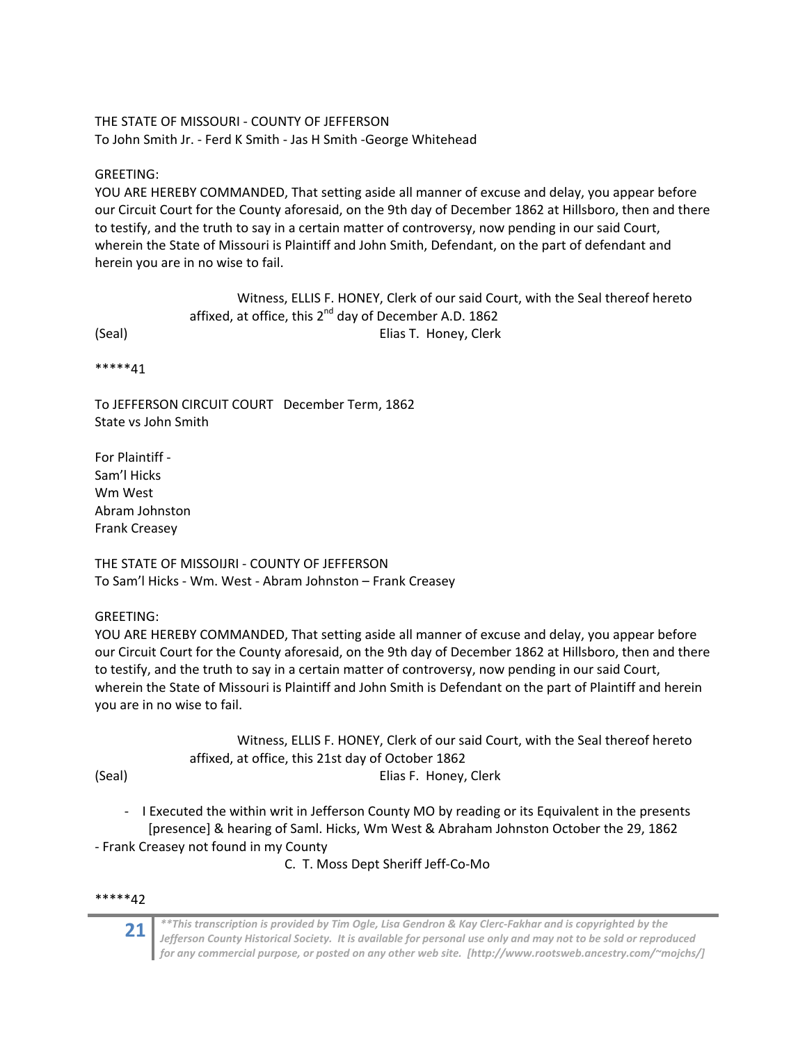THE STATE OF MISSOURI - COUNTY OF JEFFERSON
To John Smith Jr. - Ferd K Smith - Jas H Smith -George Whitehead

GREETING:
YOU ARE HEREBY COMMANDED, That setting aside all manner of excuse and delay, you appear before our Circuit Court for the County aforesaid, on the 9th day of December 1862 at Hillsboro, then and there to testify, and the truth to say in a certain matter of controversy, now pending in our said Court, wherein the State of Missouri is Plaintiff and John Smith, Defendant, on the part of defendant and herein you are in no wise to fail.

Witness, ELLIS F. HONEY, Clerk of our said Court, with the Seal thereof hereto affixed, at office, this 2nd day of December A.D. 1862

(Seal) Elias T. Honey, Clerk

*****41

To JEFFERSON CIRCUIT COURT December Term, 1862
State vs John Smith

For Plaintiff -
Sam'l Hicks
Wm West
Abram Johnston
Frank Creasey

THE STATE OF MISSOIJRI - COUNTY OF JEFFERSON
To Sam'l Hicks - Wm. West - Abram Johnston – Frank Creasey

GREETING:
YOU ARE HEREBY COMMANDED, That setting aside all manner of excuse and delay, you appear before our Circuit Court for the County aforesaid, on the 9th day of December 1862 at Hillsboro, then and there to testify, and the truth to say in a certain matter of controversy, now pending in our said Court, wherein the State of Missouri is Plaintiff and John Smith is Defendant on the part of Plaintiff and herein you are in no wise to fail.

Witness, ELLIS F. HONEY, Clerk of our said Court, with the Seal thereof hereto affixed, at office, this 21st day of October 1862

(Seal) Elias F. Honey, Clerk

- I Executed the within writ in Jefferson County MO by reading or its Equivalent in the presents [presence] & hearing of Saml. Hicks, Wm West & Abraham Johnston October the 29, 1862

- Frank Creasey not found in my County

C. T. Moss Dept Sheriff Jeff-Co-Mo

*****42

*\*\*This transcription is provided by Tim Ogle, Lisa Gendron & Kay Clerc-Fakhar and is copyrighted by the Jefferson County Historical Society. It is available for personal use only and may not to be sold or reproduced for any commercial purpose, or posted on any other web site. [http://www.rootsweb.ancestry.com/~mojchs/]*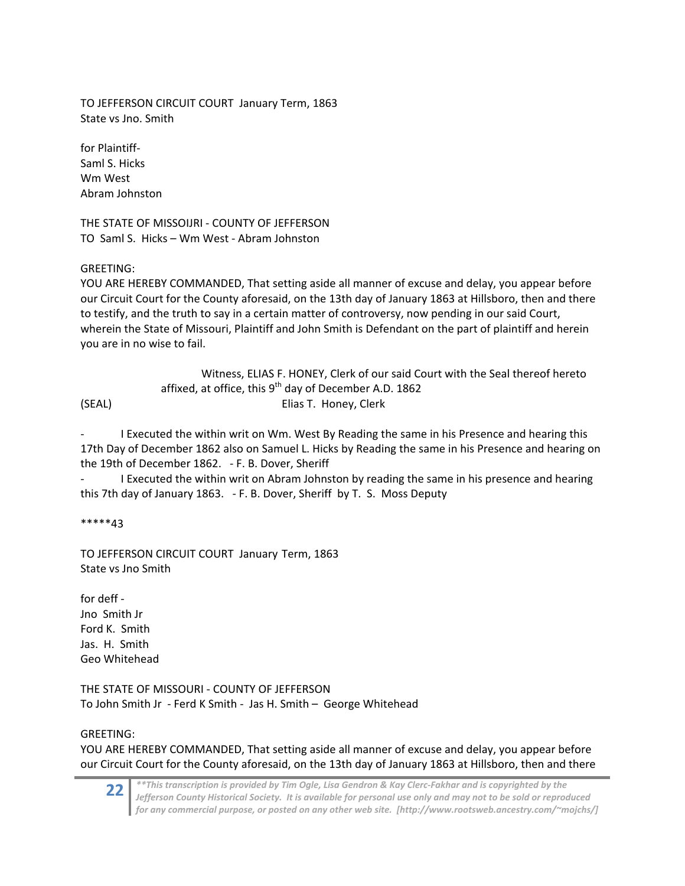TO JEFFERSON CIRCUIT COURT January Term, 1863
State vs Jno. Smith

for Plaintiff-
Saml S. Hicks
Wm West
Abram Johnston

THE STATE OF MISSOIJRI - COUNTY OF JEFFERSON
TO Saml S. Hicks – Wm West - Abram Johnston

GREETING:
YOU ARE HEREBY COMMANDED, That setting aside all manner of excuse and delay, you appear before our Circuit Court for the County aforesaid, on the 13th day of January 1863 at Hillsboro, then and there to testify, and the truth to say in a certain matter of controversy, now pending in our said Court, wherein the State of Missouri, Plaintiff and John Smith is Defendant on the part of plaintiff and herein you are in no wise to fail.

Witness, ELIAS F. HONEY, Clerk of our said Court with the Seal thereof hereto affixed, at office, this 9th day of December A.D. 1862

(SEAL) Elias T. Honey, Clerk

- I Executed the within writ on Wm. West By Reading the same in his Presence and hearing this 17th Day of December 1862 also on Samuel L. Hicks by Reading the same in his Presence and hearing on the 19th of December 1862. - F. B. Dover, Sheriff
- I Executed the within writ on Abram Johnston by reading the same in his presence and hearing this 7th day of January 1863. - F. B. Dover, Sheriff by T. S. Moss Deputy

*****43

TO JEFFERSON CIRCUIT COURT January Term, 1863
State vs Jno Smith

for deff -
Jno Smith Jr
Ford K. Smith
Jas. H. Smith
Geo Whitehead

THE STATE OF MISSOURI - COUNTY OF JEFFERSON
To John Smith Jr - Ferd K Smith - Jas H. Smith – George Whitehead

GREETING:
YOU ARE HEREBY COMMANDED, That setting aside all manner of excuse and delay, you appear before our Circuit Court for the County aforesaid, on the 13th day of January 1863 at Hillsboro, then and there

*\*\*This transcription is provided by Tim Ogle, Lisa Gendron & Kay Clerc-Fakhar and is copyrighted by the Jefferson County Historical Society. It is available for personal use only and may not to be sold or reproduced for any commercial purpose, or posted on any other web site. [http://www.rootsweb.ancestry.com/~mojchs/]*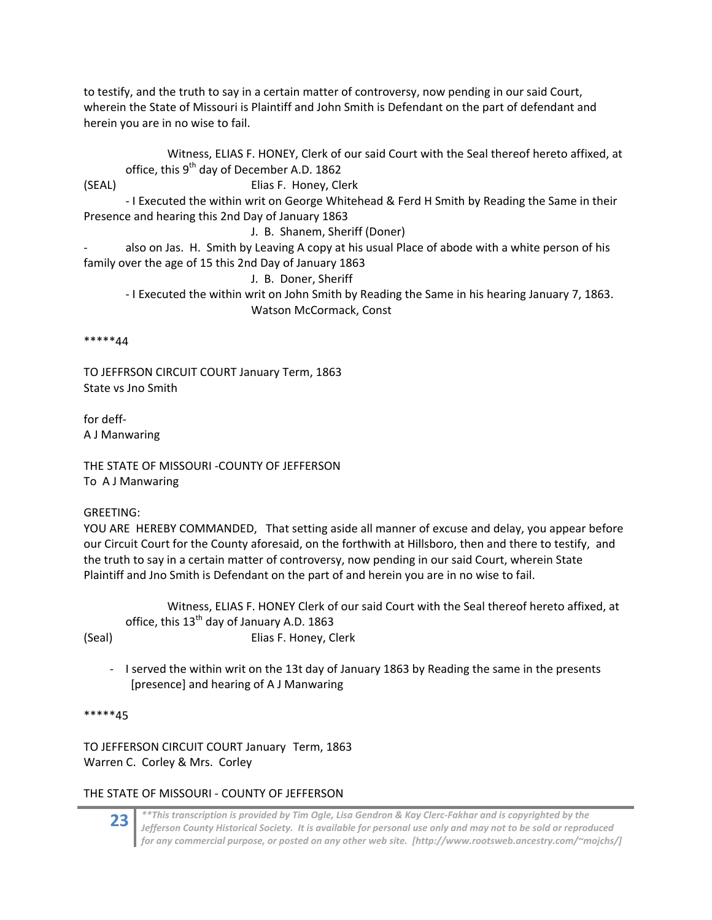to testify, and the truth to say in a certain matter of controversy, now pending in our said Court, wherein the State of Missouri is Plaintiff and John Smith is Defendant on the part of defendant and herein you are in no wise to fail.

Witness, ELIAS F. HONEY, Clerk of our said Court with the Seal thereof hereto affixed, at office, this 9th day of December A.D. 1862

(SEAL) Elias F. Honey, Clerk

- I Executed the within writ on George Whitehead & Ferd H Smith by Reading the Same in their Presence and hearing this 2nd Day of January 1863

J. B. Shanem, Sheriff (Doner)

- also on Jas. H. Smith by Leaving A copy at his usual Place of abode with a white person of his family over the age of 15 this 2nd Day of January 1863

J. B. Doner, Sheriff

- I Executed the within writ on John Smith by Reading the Same in his hearing January 7, 1863.

Watson McCormack, Const

*****44

TO JEFFRSON CIRCUIT COURT January Term, 1863
State vs Jno Smith

for deff-
A J Manwaring

THE STATE OF MISSOURI -COUNTY OF JEFFERSON
To A J Manwaring

GREETING:
YOU ARE HEREBY COMMANDED, That setting aside all manner of excuse and delay, you appear before our Circuit Court for the County aforesaid, on the forthwith at Hillsboro, then and there to testify, and the truth to say in a certain matter of controversy, now pending in our said Court, wherein State Plaintiff and Jno Smith is Defendant on the part of and herein you are in no wise to fail.

Witness, ELIAS F. HONEY Clerk of our said Court with the Seal thereof hereto affixed, at office, this 13th day of January A.D. 1863

(Seal) Elias F. Honey, Clerk

- I served the within writ on the 13t day of January 1863 by Reading the same in the presents [presence] and hearing of A J Manwaring

*****45

TO JEFFERSON CIRCUIT COURT January Term, 1863
Warren C. Corley & Mrs. Corley

THE STATE OF MISSOURI - COUNTY OF JEFFERSON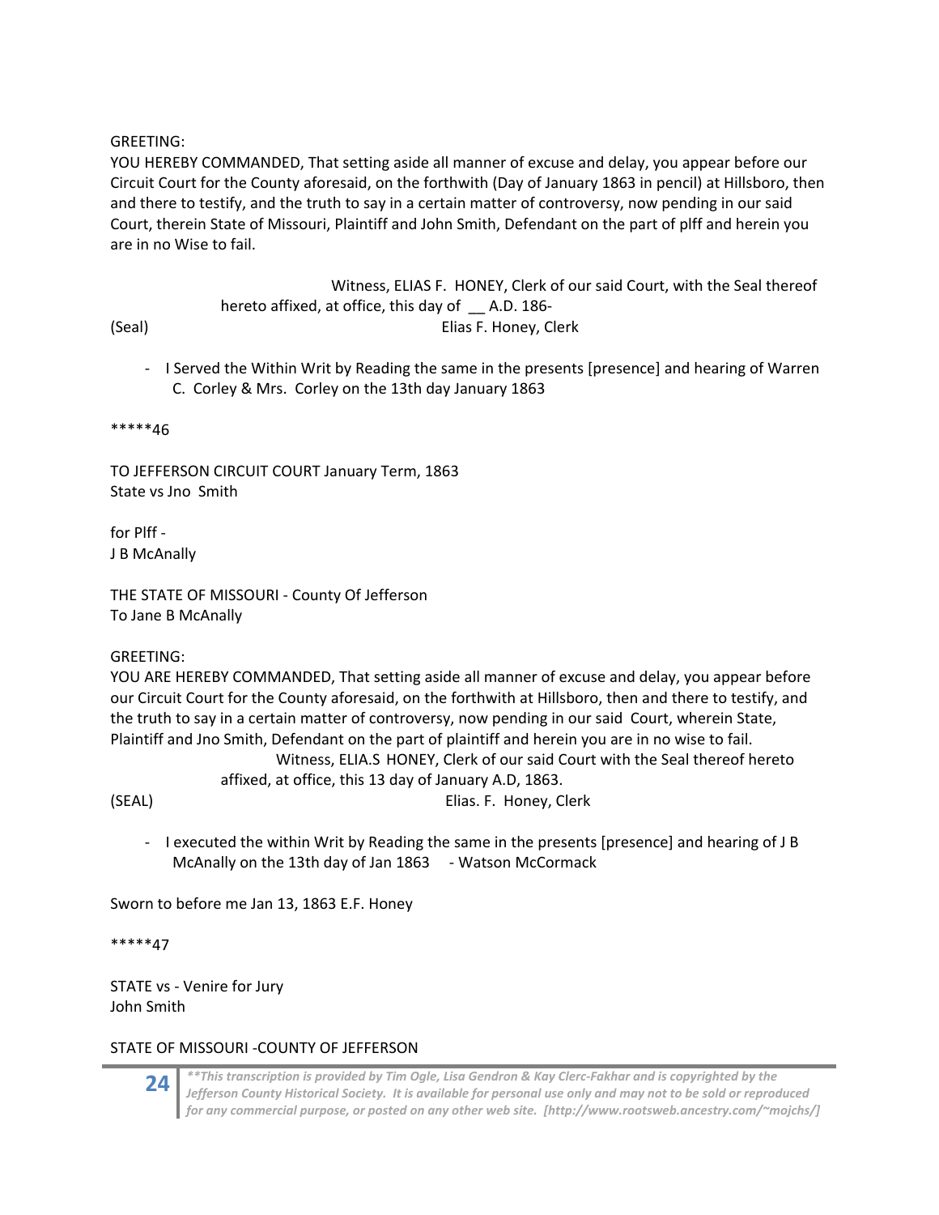GREETING:
YOU HEREBY COMMANDED, That setting aside all manner of excuse and delay, you appear before our Circuit Court for the County aforesaid, on the forthwith (Day of January 1863 in pencil) at Hillsboro, then and there to testify, and the truth to say in a certain matter of controversy, now pending in our said Court, therein State of Missouri, Plaintiff and John Smith, Defendant on the part of plff and herein you are in no Wise to fail.

Witness, ELIAS F. HONEY, Clerk of our said Court, with the Seal thereof hereto affixed, at office, this day of __ A.D. 186-

(Seal) Elias F. Honey, Clerk

- I Served the Within Writ by Reading the same in the presents [presence] and hearing of Warren C. Corley & Mrs. Corley on the 13th day January 1863

*****46

TO JEFFERSON CIRCUIT COURT January Term, 1863
State vs Jno Smith

for Plff -
J B McAnally

THE STATE OF MISSOURI - County Of Jefferson
To Jane B McAnally

GREETING:
YOU ARE HEREBY COMMANDED, That setting aside all manner of excuse and delay, you appear before our Circuit Court for the County aforesaid, on the forthwith at Hillsboro, then and there to testify, and the truth to say in a certain matter of controversy, now pending in our said Court, wherein State, Plaintiff and Jno Smith, Defendant on the part of plaintiff and herein you are in no wise to fail.

Witness, ELIA.S HONEY, Clerk of our said Court with the Seal thereof hereto affixed, at office, this 13 day of January A.D, 1863.

(SEAL) Elias. F. Honey, Clerk

- I executed the within Writ by Reading the same in the presents [presence] and hearing of J B McAnally on the 13th day of Jan 1863 - Watson McCormack

Sworn to before me Jan 13, 1863 E.F. Honey

*****47

STATE vs - Venire for Jury
John Smith

STATE OF MISSOURI -COUNTY OF JEFFERSON

*\*\*This transcription is provided by Tim Ogle, Lisa Gendron & Kay Clerc-Fakhar and is copyrighted by the Jefferson County Historical Society. It is available for personal use only and may not to be sold or reproduced for any commercial purpose, or posted on any other web site. [http://www.rootsweb.ancestry.com/~mojchs/]*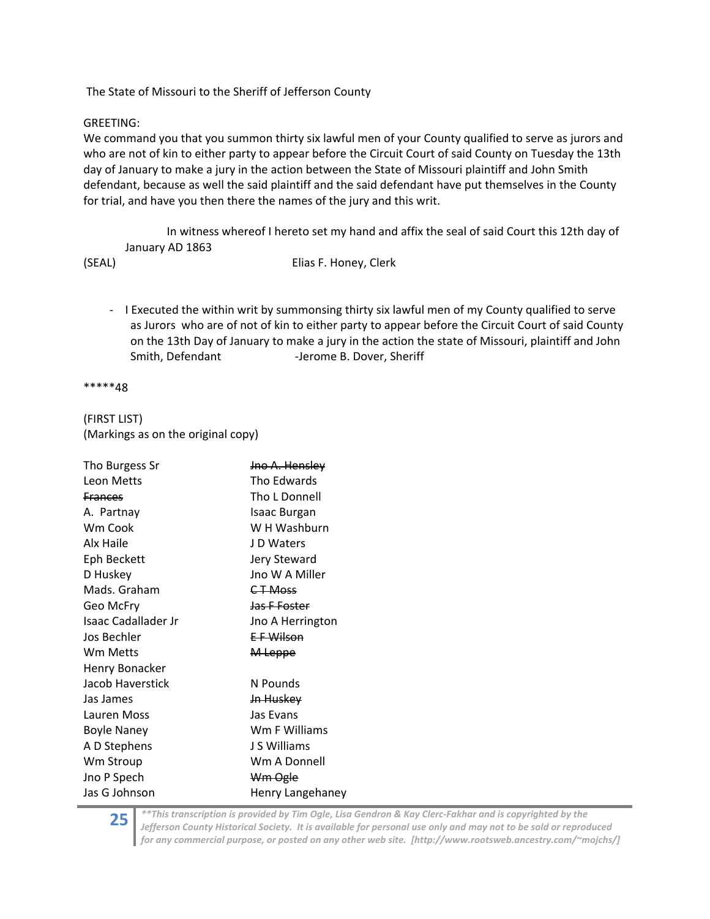The State of Missouri to the Sheriff of Jefferson County

GREETING:
We command you that you summon thirty six lawful men of your County qualified to serve as jurors and who are not of kin to either party to appear before the Circuit Court of said County on Tuesday the 13th day of January to make a jury in the action between the State of Missouri plaintiff and John Smith defendant, because as well the said plaintiff and the said defendant have put themselves in the County for trial, and have you then there the names of the jury and this writ.

In witness whereof I hereto set my hand and affix the seal of said Court this 12th day of January AD 1863

(SEAL) Elias F. Honey, Clerk

- I Executed the within writ by summonsing thirty six lawful men of my County qualified to serve as Jurors who are of not of kin to either party to appear before the Circuit Court of said County on the 13th Day of January to make a jury in the action the state of Missouri, plaintiff and John Smith, Defendant -Jerome B. Dover, Sheriff

*****48

(FIRST LIST)
(Markings as on the original copy)

| | |
|---|---|
| Tho Burgess Sr | ~~Jno A. Hensley~~ |
| Leon Metts | Tho Edwards |
| ~~Frances~~ | Tho L Donnell |
| A. Partnay | Isaac Burgan |
| Wm Cook | W H Washburn |
| Alx Haile | J D Waters |
| Eph Beckett | Jery Steward |
| D Huskey | Jno W A Miller |
| Mads. Graham | ~~C T Moss~~ |
| Geo McFry | ~~Jas F Foster~~ |
| Isaac Cadallader Jr | Jno A Herrington |
| Jos Bechler | ~~E F Wilson~~ |
| Wm Metts | ~~M Leppe~~ |
| Henry Bonacker | |
| Jacob Haverstick | N Pounds |
| Jas James | ~~Jn Huskey~~ |
| Lauren Moss | Jas Evans |
| Boyle Naney | Wm F Williams |
| A D Stephens | J S Williams |
| Wm Stroup | Wm A Donnell |
| Jno P Spech | ~~Wm Ogle~~ |
| Jas G Johnson | Henry Langehaney |

*\*\*This transcription is provided by Tim Ogle, Lisa Gendron & Kay Clerc-Fakhar and is copyrighted by the Jefferson County Historical Society. It is available for personal use only and may not to be sold or reproduced for any commercial purpose, or posted on any other web site. [http://www.rootsweb.ancestry.com/~mojchs/]*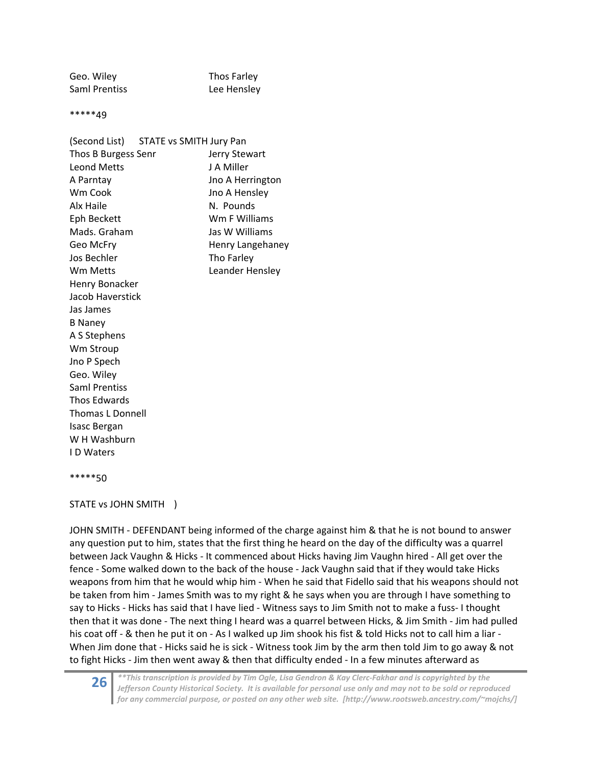Geo. Wiley    Thos Farley
Saml Prentiss    Lee Hensley

*****49

(Second List)    STATE vs SMITH Jury Pan

Thos B Burgess Senr
Leond Metts
A Parntay
Wm Cook
Alx Haile
Eph Beckett
Mads. Graham
Geo McFry
Jos Bechler
Wm Metts
Henry Bonacker
Jacob Haverstick
Jas James
B Naney
A S Stephens
Wm Stroup
Jno P Spech
Geo. Wiley
Saml Prentiss
Thos Edwards
Thomas L Donnell
Isasc Bergan
W H Washburn
I D Waters
Jerry Stewart
J A Miller
Jno A Herrington
Jno A Hensley
N. Pounds
Wm F Williams
Jas W Williams
Henry Langehaney
Tho Farley
Leander Hensley

*****50

STATE vs JOHN SMITH    )

JOHN SMITH - DEFENDANT being informed of the charge against him & that he is not bound to answer any question put to him, states that the first thing he heard on the day of the difficulty was a quarrel between Jack Vaughn & Hicks - It commenced about Hicks having Jim Vaughn hired - All get over the fence - Some walked down to the back of the house - Jack Vaughn said that if they would take Hicks weapons from him that he would whip him - When he said that Fidello said that his weapons should not be taken from him - James Smith was to my right & he says when you are through I have something to say to Hicks - Hicks has said that I have lied - Witness says to Jim Smith not to make a fuss- I thought then that it was done - The next thing I heard was a quarrel between Hicks, & Jim Smith - Jim had pulled his coat off - & then he put it on - As I walked up Jim shook his fist & told Hicks not to call him a liar - When Jim done that - Hicks said he is sick - Witness took Jim by the arm then told Jim to go away & not to fight Hicks - Jim then went away & then that difficulty ended - In a few minutes afterward as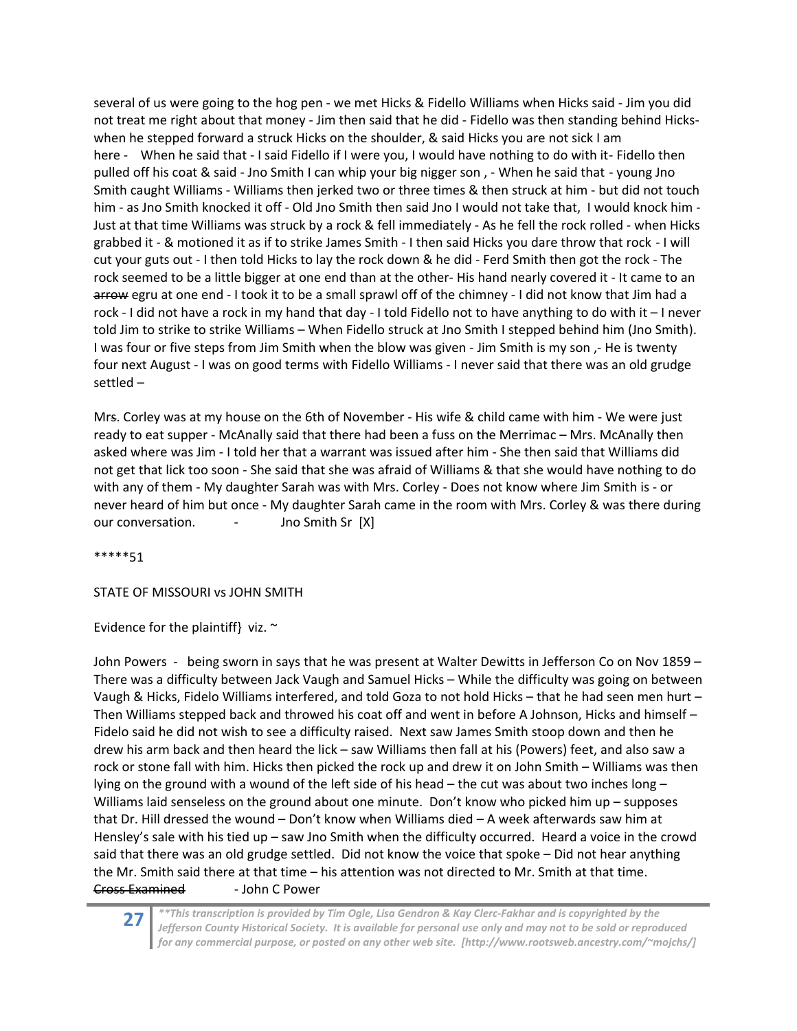several of us were going to the hog pen - we met Hicks & Fidello Williams when Hicks said - Jim you did not treat me right about that money - Jim then said that he did - Fidello was then standing behind Hicks- when he stepped forward a struck Hicks on the shoulder, & said Hicks you are not sick I am here - When he said that - I said Fidello if I were you, I would have nothing to do with it- Fidello then pulled off his coat & said - Jno Smith I can whip your big nigger son , - When he said that - young Jno Smith caught Williams - Williams then jerked two or three times & then struck at him - but did not touch him - as Jno Smith knocked it off - Old Jno Smith then said Jno I would not take that, I would knock him - Just at that time Williams was struck by a rock & fell immediately - As he fell the rock rolled - when Hicks grabbed it - & motioned it as if to strike James Smith - I then said Hicks you dare throw that rock - I will cut your guts out - I then told Hicks to lay the rock down & he did - Ferd Smith then got the rock - The rock seemed to be a little bigger at one end than at the other- His hand nearly covered it - It came to an ~~arrow~~ egru at one end - I took it to be a small sprawl off of the chimney - I did not know that Jim had a rock - I did not have a rock in my hand that day - I told Fidello not to have anything to do with it – I never told Jim to strike to strike Williams – When Fidello struck at Jno Smith I stepped behind him (Jno Smith). I was four or five steps from Jim Smith when the blow was given - Jim Smith is my son ,- He is twenty four next August - I was on good terms with Fidello Williams - I never said that there was an old grudge settled –

Mr~~s~~. Corley was at my house on the 6th of November - His wife & child came with him - We were just ready to eat supper - McAnally said that there had been a fuss on the Merrimac – Mrs. McAnally then asked where was Jim - I told her that a warrant was issued after him - She then said that Williams did not get that lick too soon - She said that she was afraid of Williams & that she would have nothing to do with any of them - My daughter Sarah was with Mrs. Corley - Does not know where Jim Smith is - or never heard of him but once - My daughter Sarah came in the room with Mrs. Corley & was there during our conversation. - Jno Smith Sr [X]

*****51

STATE OF MISSOURI vs JOHN SMITH

Evidence for the plaintiff} viz. ~

John Powers - being sworn in says that he was present at Walter Dewitts in Jefferson Co on Nov 1859 – There was a difficulty between Jack Vaugh and Samuel Hicks – While the difficulty was going on between Vaugh & Hicks, Fidelo Williams interfered, and told Goza to not hold Hicks – that he had seen men hurt – Then Williams stepped back and throwed his coat off and went in before A Johnson, Hicks and himself – Fidelo said he did not wish to see a difficulty raised. Next saw James Smith stoop down and then he drew his arm back and then heard the lick – saw Williams then fall at his (Powers) feet, and also saw a rock or stone fall with him. Hicks then picked the rock up and drew it on John Smith – Williams was then lying on the ground with a wound of the left side of his head – the cut was about two inches long – Williams laid senseless on the ground about one minute. Don't know who picked him up – supposes that Dr. Hill dressed the wound – Don't know when Williams died – A week afterwards saw him at Hensley's sale with his tied up – saw Jno Smith when the difficulty occurred. Heard a voice in the crowd said that there was an old grudge settled. Did not know the voice that spoke – Did not hear anything the Mr. Smith said there at that time – his attention was not directed to Mr. Smith at that time.
~~Cross Examined~~ - John C Power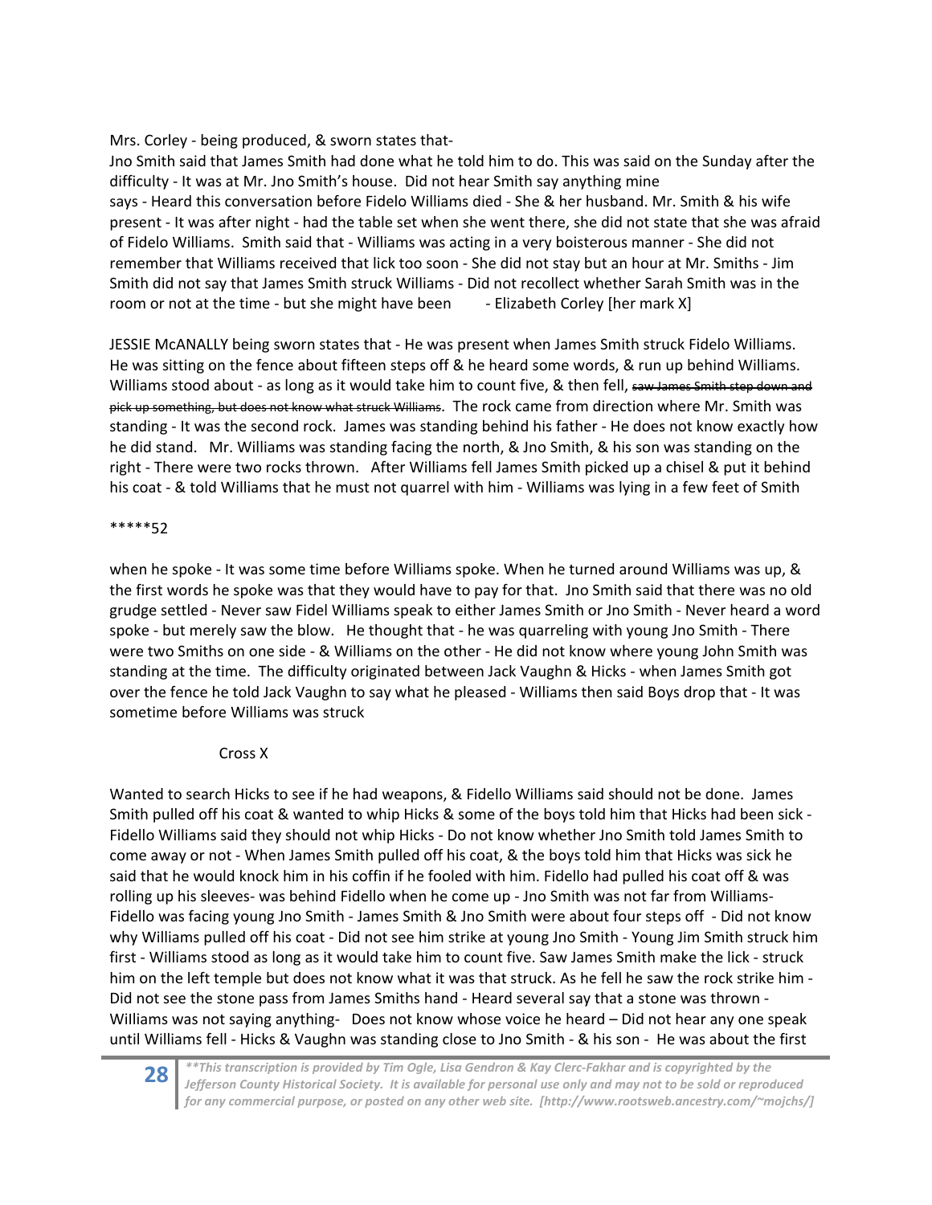Mrs. Corley - being produced, & sworn states that-

Jno Smith said that James Smith had done what he told him to do. This was said on the Sunday after the difficulty - It was at Mr. Jno Smith's house. Did not hear Smith say anything mine says - Heard this conversation before Fidelo Williams died - She & her husband. Mr. Smith & his wife present - It was after night - had the table set when she went there, she did not state that she was afraid of Fidelo Williams. Smith said that - Williams was acting in a very boisterous manner - She did not remember that Williams received that lick too soon - She did not stay but an hour at Mr. Smiths - Jim Smith did not say that James Smith struck Williams - Did not recollect whether Sarah Smith was in the room or not at the time - but she might have been - Elizabeth Corley [her mark X]

JESSIE McANALLY being sworn states that - He was present when James Smith struck Fidelo Williams. He was sitting on the fence about fifteen steps off & he heard some words, & run up behind Williams. Williams stood about - as long as it would take him to count five, & then fell, ~~saw James Smith step down and pick up something, but does not know what struck Williams~~. The rock came from direction where Mr. Smith was standing - It was the second rock. James was standing behind his father - He does not know exactly how he did stand. Mr. Williams was standing facing the north, & Jno Smith, & his son was standing on the right - There were two rocks thrown. After Williams fell James Smith picked up a chisel & put it behind his coat - & told Williams that he must not quarrel with him - Williams was lying in a few feet of Smith

*****52

when he spoke - It was some time before Williams spoke. When he turned around Williams was up, & the first words he spoke was that they would have to pay for that. Jno Smith said that there was no old grudge settled - Never saw Fidel Williams speak to either James Smith or Jno Smith - Never heard a word spoke - but merely saw the blow. He thought that - he was quarreling with young Jno Smith - There were two Smiths on one side - & Williams on the other - He did not know where young John Smith was standing at the time. The difficulty originated between Jack Vaughn & Hicks - when James Smith got over the fence he told Jack Vaughn to say what he pleased - Williams then said Boys drop that - It was sometime before Williams was struck

Cross X

Wanted to search Hicks to see if he had weapons, & Fidello Williams said should not be done. James Smith pulled off his coat & wanted to whip Hicks & some of the boys told him that Hicks had been sick - Fidello Williams said they should not whip Hicks - Do not know whether Jno Smith told James Smith to come away or not - When James Smith pulled off his coat, & the boys told him that Hicks was sick he said that he would knock him in his coffin if he fooled with him. Fidello had pulled his coat off & was rolling up his sleeves- was behind Fidello when he come up - Jno Smith was not far from Williams- Fidello was facing young Jno Smith - James Smith & Jno Smith were about four steps off - Did not know why Williams pulled off his coat - Did not see him strike at young Jno Smith - Young Jim Smith struck him first - Williams stood as long as it would take him to count five. Saw James Smith make the lick - struck him on the left temple but does not know what it was that struck. As he fell he saw the rock strike him - Did not see the stone pass from James Smiths hand - Heard several say that a stone was thrown - Williams was not saying anything- Does not know whose voice he heard – Did not hear any one speak until Williams fell - Hicks & Vaughn was standing close to Jno Smith - & his son - He was about the first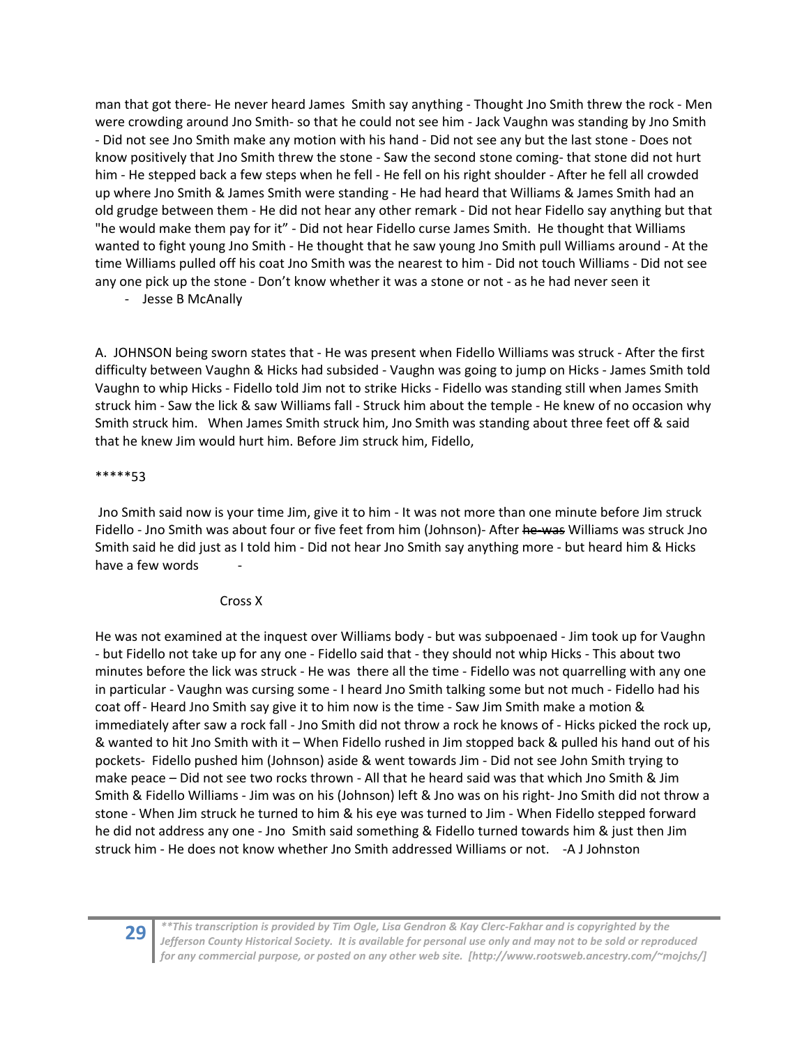man that got there- He never heard James Smith say anything - Thought Jno Smith threw the rock - Men were crowding around Jno Smith- so that he could not see him - Jack Vaughn was standing by Jno Smith - Did not see Jno Smith make any motion with his hand - Did not see any but the last stone - Does not know positively that Jno Smith threw the stone - Saw the second stone coming- that stone did not hurt him - He stepped back a few steps when he fell - He fell on his right shoulder - After he fell all crowded up where Jno Smith & James Smith were standing - He had heard that Williams & James Smith had an old grudge between them - He did not hear any other remark - Did not hear Fidello say anything but that "he would make them pay for it" - Did not hear Fidello curse James Smith. He thought that Williams wanted to fight young Jno Smith - He thought that he saw young Jno Smith pull Williams around - At the time Williams pulled off his coat Jno Smith was the nearest to him - Did not touch Williams - Did not see any one pick up the stone - Don't know whether it was a stone or not - as he had never seen it

- Jesse B McAnally

A. JOHNSON being sworn states that - He was present when Fidello Williams was struck - After the first difficulty between Vaughn & Hicks had subsided - Vaughn was going to jump on Hicks - James Smith told Vaughn to whip Hicks - Fidello told Jim not to strike Hicks - Fidello was standing still when James Smith struck him - Saw the lick & saw Williams fall - Struck him about the temple - He knew of no occasion why Smith struck him. When James Smith struck him, Jno Smith was standing about three feet off & said that he knew Jim would hurt him. Before Jim struck him, Fidello,

*****53

Jno Smith said now is your time Jim, give it to him - It was not more than one minute before Jim struck Fidello - Jno Smith was about four or five feet from him (Johnson)- After ~~he was~~ Williams was struck Jno Smith said he did just as I told him - Did not hear Jno Smith say anything more - but heard him & Hicks have a few words -

Cross X

He was not examined at the inquest over Williams body - but was subpoenaed - Jim took up for Vaughn - but Fidello not take up for any one - Fidello said that - they should not whip Hicks - This about two minutes before the lick was struck - He was there all the time - Fidello was not quarrelling with any one in particular - Vaughn was cursing some - I heard Jno Smith talking some but not much - Fidello had his coat off - Heard Jno Smith say give it to him now is the time - Saw Jim Smith make a motion & immediately after saw a rock fall - Jno Smith did not throw a rock he knows of - Hicks picked the rock up, & wanted to hit Jno Smith with it – When Fidello rushed in Jim stopped back & pulled his hand out of his pockets- Fidello pushed him (Johnson) aside & went towards Jim - Did not see John Smith trying to make peace – Did not see two rocks thrown - All that he heard said was that which Jno Smith & Jim Smith & Fidello Williams - Jim was on his (Johnson) left & Jno was on his right- Jno Smith did not throw a stone - When Jim struck he turned to him & his eye was turned to Jim - When Fidello stepped forward he did not address any one - Jno Smith said something & Fidello turned towards him & just then Jim struck him - He does not know whether Jno Smith addressed Williams or not. -A J Johnston

*\*\*This transcription is provided by Tim Ogle, Lisa Gendron & Kay Clerc-Fakhar and is copyrighted by the Jefferson County Historical Society. It is available for personal use only and may not to be sold or reproduced for any commercial purpose, or posted on any other web site. [http://www.rootsweb.ancestry.com/~mojchs/]*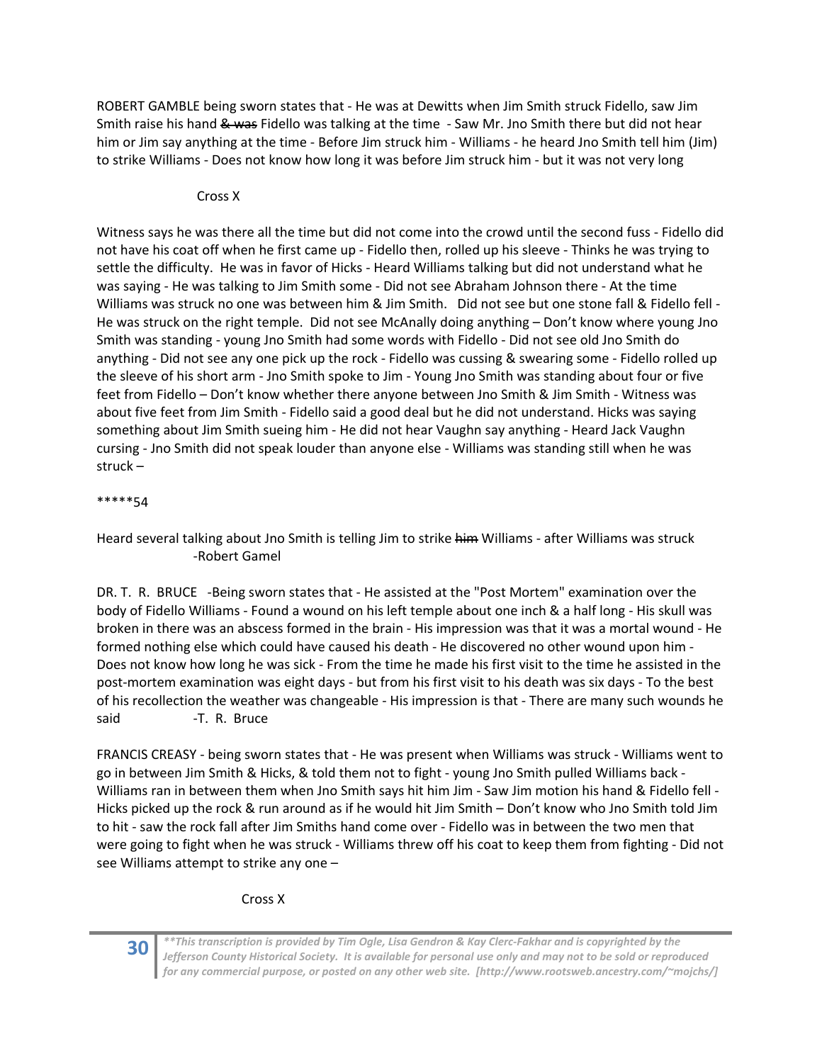ROBERT GAMBLE being sworn states that - He was at Dewitts when Jim Smith struck Fidello, saw Jim Smith raise his hand ~~& was~~ Fidello was talking at the time - Saw Mr. Jno Smith there but did not hear him or Jim say anything at the time - Before Jim struck him - Williams - he heard Jno Smith tell him (Jim) to strike Williams - Does not know how long it was before Jim struck him - but it was not very long

Cross X

Witness says he was there all the time but did not come into the crowd until the second fuss - Fidello did not have his coat off when he first came up - Fidello then, rolled up his sleeve - Thinks he was trying to settle the difficulty. He was in favor of Hicks - Heard Williams talking but did not understand what he was saying - He was talking to Jim Smith some - Did not see Abraham Johnson there - At the time Williams was struck no one was between him & Jim Smith. Did not see but one stone fall & Fidello fell - He was struck on the right temple. Did not see McAnally doing anything – Don't know where young Jno Smith was standing - young Jno Smith had some words with Fidello - Did not see old Jno Smith do anything - Did not see any one pick up the rock - Fidello was cussing & swearing some - Fidello rolled up the sleeve of his short arm - Jno Smith spoke to Jim - Young Jno Smith was standing about four or five feet from Fidello – Don't know whether there anyone between Jno Smith & Jim Smith - Witness was about five feet from Jim Smith - Fidello said a good deal but he did not understand. Hicks was saying something about Jim Smith sueing him - He did not hear Vaughn say anything - Heard Jack Vaughn cursing - Jno Smith did not speak louder than anyone else - Williams was standing still when he was struck –

*****54

Heard several talking about Jno Smith is telling Jim to strike ~~him~~ Williams - after Williams was struck
-Robert Gamel

DR. T. R. BRUCE -Being sworn states that - He assisted at the "Post Mortem" examination over the body of Fidello Williams - Found a wound on his left temple about one inch & a half long - His skull was broken in there was an abscess formed in the brain - His impression was that it was a mortal wound - He formed nothing else which could have caused his death - He discovered no other wound upon him - Does not know how long he was sick - From the time he made his first visit to the time he assisted in the post-mortem examination was eight days - but from his first visit to his death was six days - To the best of his recollection the weather was changeable - His impression is that - There are many such wounds he said -T. R. Bruce

FRANCIS CREASY - being sworn states that - He was present when Williams was struck - Williams went to go in between Jim Smith & Hicks, & told them not to fight - young Jno Smith pulled Williams back - Williams ran in between them when Jno Smith says hit him Jim - Saw Jim motion his hand & Fidello fell - Hicks picked up the rock & run around as if he would hit Jim Smith – Don't know who Jno Smith told Jim to hit - saw the rock fall after Jim Smiths hand come over - Fidello was in between the two men that were going to fight when he was struck - Williams threw off his coat to keep them from fighting - Did not see Williams attempt to strike any one –

Cross X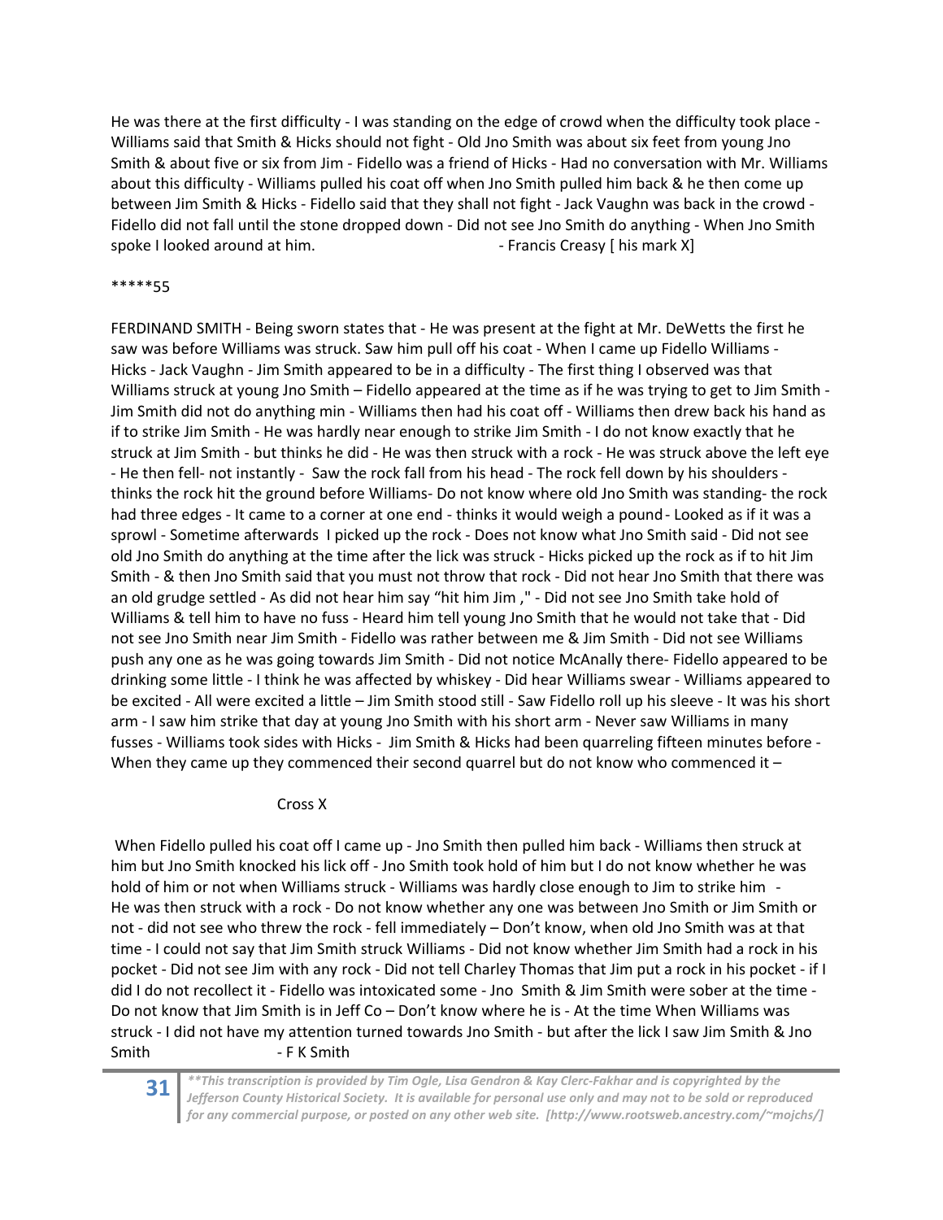He was there at the first difficulty - I was standing on the edge of crowd when the difficulty took place - Williams said that Smith & Hicks should not fight - Old Jno Smith was about six feet from young Jno Smith & about five or six from Jim - Fidello was a friend of Hicks - Had no conversation with Mr. Williams about this difficulty - Williams pulled his coat off when Jno Smith pulled him back & he then come up between Jim Smith & Hicks - Fidello said that they shall not fight - Jack Vaughn was back in the crowd - Fidello did not fall until the stone dropped down - Did not see Jno Smith do anything - When Jno Smith spoke I looked around at him. - Francis Creasy [ his mark X]

*****55

FERDINAND SMITH - Being sworn states that - He was present at the fight at Mr. DeWetts the first he saw was before Williams was struck. Saw him pull off his coat - When I came up Fidello Williams - Hicks - Jack Vaughn - Jim Smith appeared to be in a difficulty - The first thing I observed was that Williams struck at young Jno Smith – Fidello appeared at the time as if he was trying to get to Jim Smith - Jim Smith did not do anything min - Williams then had his coat off - Williams then drew back his hand as if to strike Jim Smith - He was hardly near enough to strike Jim Smith - I do not know exactly that he struck at Jim Smith - but thinks he did - He was then struck with a rock - He was struck above the left eye - He then fell- not instantly - Saw the rock fall from his head - The rock fell down by his shoulders - thinks the rock hit the ground before Williams- Do not know where old Jno Smith was standing- the rock had three edges - It came to a corner at one end - thinks it would weigh a pound - Looked as if it was a sprowl - Sometime afterwards I picked up the rock - Does not know what Jno Smith said - Did not see old Jno Smith do anything at the time after the lick was struck - Hicks picked up the rock as if to hit Jim Smith - & then Jno Smith said that you must not throw that rock - Did not hear Jno Smith that there was an old grudge settled - As did not hear him say "hit him Jim ," - Did not see Jno Smith take hold of Williams & tell him to have no fuss - Heard him tell young Jno Smith that he would not take that - Did not see Jno Smith near Jim Smith - Fidello was rather between me & Jim Smith - Did not see Williams push any one as he was going towards Jim Smith - Did not notice McAnally there- Fidello appeared to be drinking some little - I think he was affected by whiskey - Did hear Williams swear - Williams appeared to be excited - All were excited a little – Jim Smith stood still - Saw Fidello roll up his sleeve - It was his short arm - I saw him strike that day at young Jno Smith with his short arm - Never saw Williams in many fusses - Williams took sides with Hicks - Jim Smith & Hicks had been quarreling fifteen minutes before - When they came up they commenced their second quarrel but do not know who commenced it –

Cross X

When Fidello pulled his coat off I came up - Jno Smith then pulled him back - Williams then struck at him but Jno Smith knocked his lick off - Jno Smith took hold of him but I do not know whether he was hold of him or not when Williams struck - Williams was hardly close enough to Jim to strike him - He was then struck with a rock - Do not know whether any one was between Jno Smith or Jim Smith or not - did not see who threw the rock - fell immediately – Don't know, when old Jno Smith was at that time - I could not say that Jim Smith struck Williams - Did not know whether Jim Smith had a rock in his pocket - Did not see Jim with any rock - Did not tell Charley Thomas that Jim put a rock in his pocket - if I did I do not recollect it - Fidello was intoxicated some - Jno Smith & Jim Smith were sober at the time - Do not know that Jim Smith is in Jeff Co – Don't know where he is - At the time When Williams was struck - I did not have my attention turned towards Jno Smith - but after the lick I saw Jim Smith & Jno Smith - F K Smith

***This transcription is provided by Tim Ogle, Lisa Gendron & Kay Clerc-Fakhar and is copyrighted by the Jefferson County Historical Society. It is available for personal use only and may not to be sold or reproduced for any commercial purpose, or posted on any other web site. [http://www.rootsweb.ancestry.com/~mojchs/]*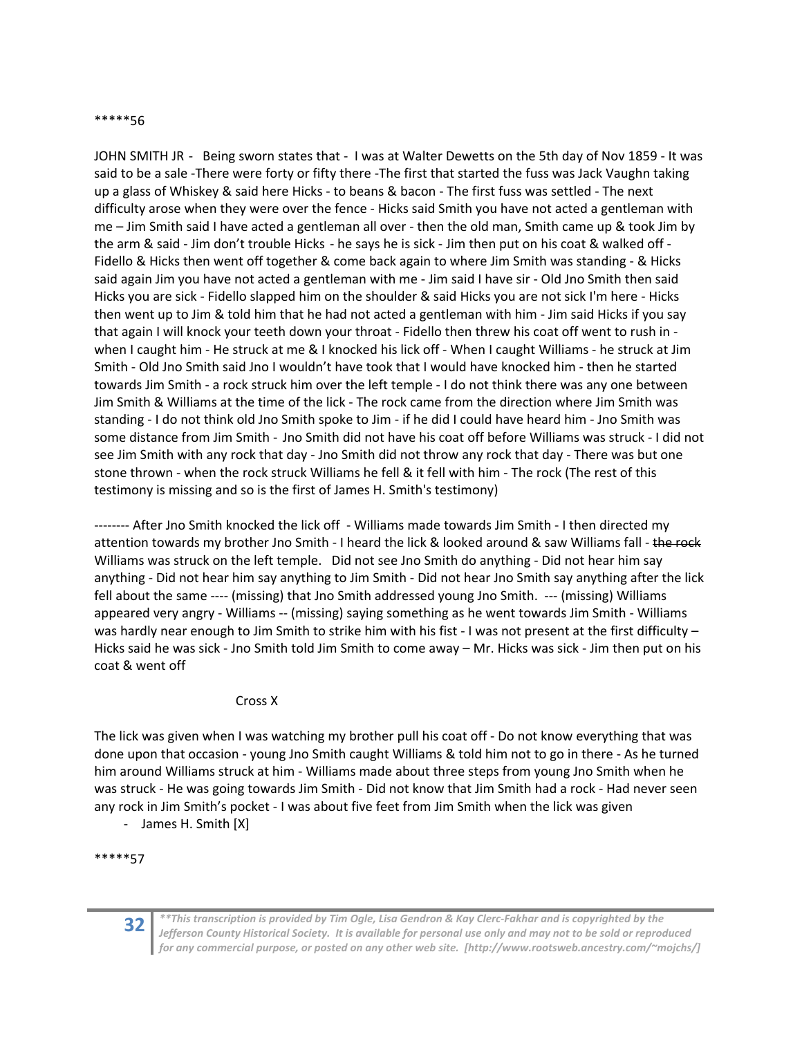*****56

JOHN SMITH JR - Being sworn states that - I was at Walter Dewetts on the 5th day of Nov 1859 - It was said to be a sale -There were forty or fifty there -The first that started the fuss was Jack Vaughn taking up a glass of Whiskey & said here Hicks - to beans & bacon - The first fuss was settled - The next difficulty arose when they were over the fence - Hicks said Smith you have not acted a gentleman with me – Jim Smith said I have acted a gentleman all over - then the old man, Smith came up & took Jim by the arm & said - Jim don't trouble Hicks - he says he is sick - Jim then put on his coat & walked off - Fidello & Hicks then went off together & come back again to where Jim Smith was standing - & Hicks said again Jim you have not acted a gentleman with me - Jim said I have sir - Old Jno Smith then said Hicks you are sick - Fidello slapped him on the shoulder & said Hicks you are not sick I'm here - Hicks then went up to Jim & told him that he had not acted a gentleman with him - Jim said Hicks if you say that again I will knock your teeth down your throat - Fidello then threw his coat off went to rush in - when I caught him - He struck at me & I knocked his lick off - When I caught Williams - he struck at Jim Smith - Old Jno Smith said Jno I wouldn't have took that I would have knocked him - then he started towards Jim Smith - a rock struck him over the left temple - I do not think there was any one between Jim Smith & Williams at the time of the lick - The rock came from the direction where Jim Smith was standing - I do not think old Jno Smith spoke to Jim - if he did I could have heard him - Jno Smith was some distance from Jim Smith - Jno Smith did not have his coat off before Williams was struck - I did not see Jim Smith with any rock that day - Jno Smith did not throw any rock that day - There was but one stone thrown - when the rock struck Williams he fell & it fell with him - The rock (The rest of this testimony is missing and so is the first of James H. Smith's testimony)

-------- After Jno Smith knocked the lick off - Williams made towards Jim Smith - I then directed my attention towards my brother Jno Smith - I heard the lick & looked around & saw Williams fall - ~~the rock~~ Williams was struck on the left temple. Did not see Jno Smith do anything - Did not hear him say anything - Did not hear him say anything to Jim Smith - Did not hear Jno Smith say anything after the lick fell about the same ---- (missing) that Jno Smith addressed young Jno Smith. --- (missing) Williams appeared very angry - Williams -- (missing) saying something as he went towards Jim Smith - Williams was hardly near enough to Jim Smith to strike him with his fist - I was not present at the first difficulty – Hicks said he was sick - Jno Smith told Jim Smith to come away – Mr. Hicks was sick - Jim then put on his coat & went off

Cross X

The lick was given when I was watching my brother pull his coat off - Do not know everything that was done upon that occasion - young Jno Smith caught Williams & told him not to go in there - As he turned him around Williams struck at him - Williams made about three steps from young Jno Smith when he was struck - He was going towards Jim Smith - Did not know that Jim Smith had a rock - Had never seen any rock in Jim Smith's pocket - I was about five feet from Jim Smith when the lick was given

- James H. Smith [X]

*****57

*\*\*This transcription is provided by Tim Ogle, Lisa Gendron & Kay Clerc-Fakhar and is copyrighted by the Jefferson County Historical Society. It is available for personal use only and may not to be sold or reproduced for any commercial purpose, or posted on any other web site. [http://www.rootsweb.ancestry.com/~mojchs/]*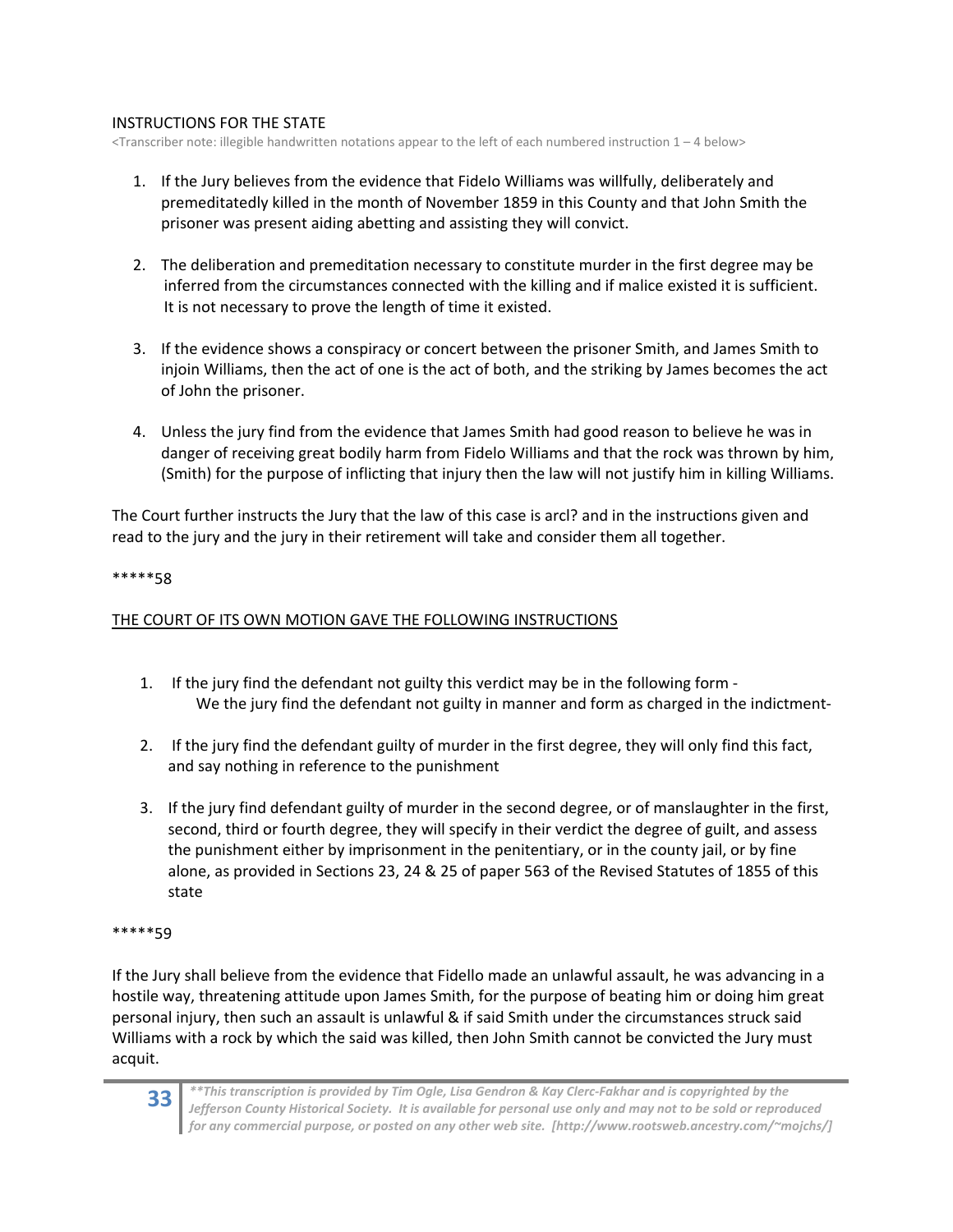INSTRUCTIONS FOR THE STATE

<Transcriber note: illegible handwritten notations appear to the left of each numbered instruction 1 – 4 below>

1. If the Jury believes from the evidence that Fidelo Williams was willfully, deliberately and premeditatedly killed in the month of November 1859 in this County and that John Smith the prisoner was present aiding abetting and assisting they will convict.

2. The deliberation and premeditation necessary to constitute murder in the first degree may be inferred from the circumstances connected with the killing and if malice existed it is sufficient. It is not necessary to prove the length of time it existed.

3. If the evidence shows a conspiracy or concert between the prisoner Smith, and James Smith to injoin Williams, then the act of one is the act of both, and the striking by James becomes the act of John the prisoner.

4. Unless the jury find from the evidence that James Smith had good reason to believe he was in danger of receiving great bodily harm from Fidelo Williams and that the rock was thrown by him, (Smith) for the purpose of inflicting that injury then the law will not justify him in killing Williams.

The Court further instructs the Jury that the law of this case is arcl? and in the instructions given and read to the jury and the jury in their retirement will take and consider them all together.

*****58

<u>THE COURT OF ITS OWN MOTION GAVE THE FOLLOWING INSTRUCTIONS</u>

1. If the jury find the defendant not guilty this verdict may be in the following form -
   We the jury find the defendant not guilty in manner and form as charged in the indictment-

2. If the jury find the defendant guilty of murder in the first degree, they will only find this fact, and say nothing in reference to the punishment

3. If the jury find defendant guilty of murder in the second degree, or of manslaughter in the first, second, third or fourth degree, they will specify in their verdict the degree of guilt, and assess the punishment either by imprisonment in the penitentiary, or in the county jail, or by fine alone, as provided in Sections 23, 24 & 25 of paper 563 of the Revised Statutes of 1855 of this state

*****59

If the Jury shall believe from the evidence that Fidello made an unlawful assault, he was advancing in a hostile way, threatening attitude upon James Smith, for the purpose of beating him or doing him great personal injury, then such an assault is unlawful & if said Smith under the circumstances struck said Williams with a rock by which the said was killed, then John Smith cannot be convicted the Jury must acquit.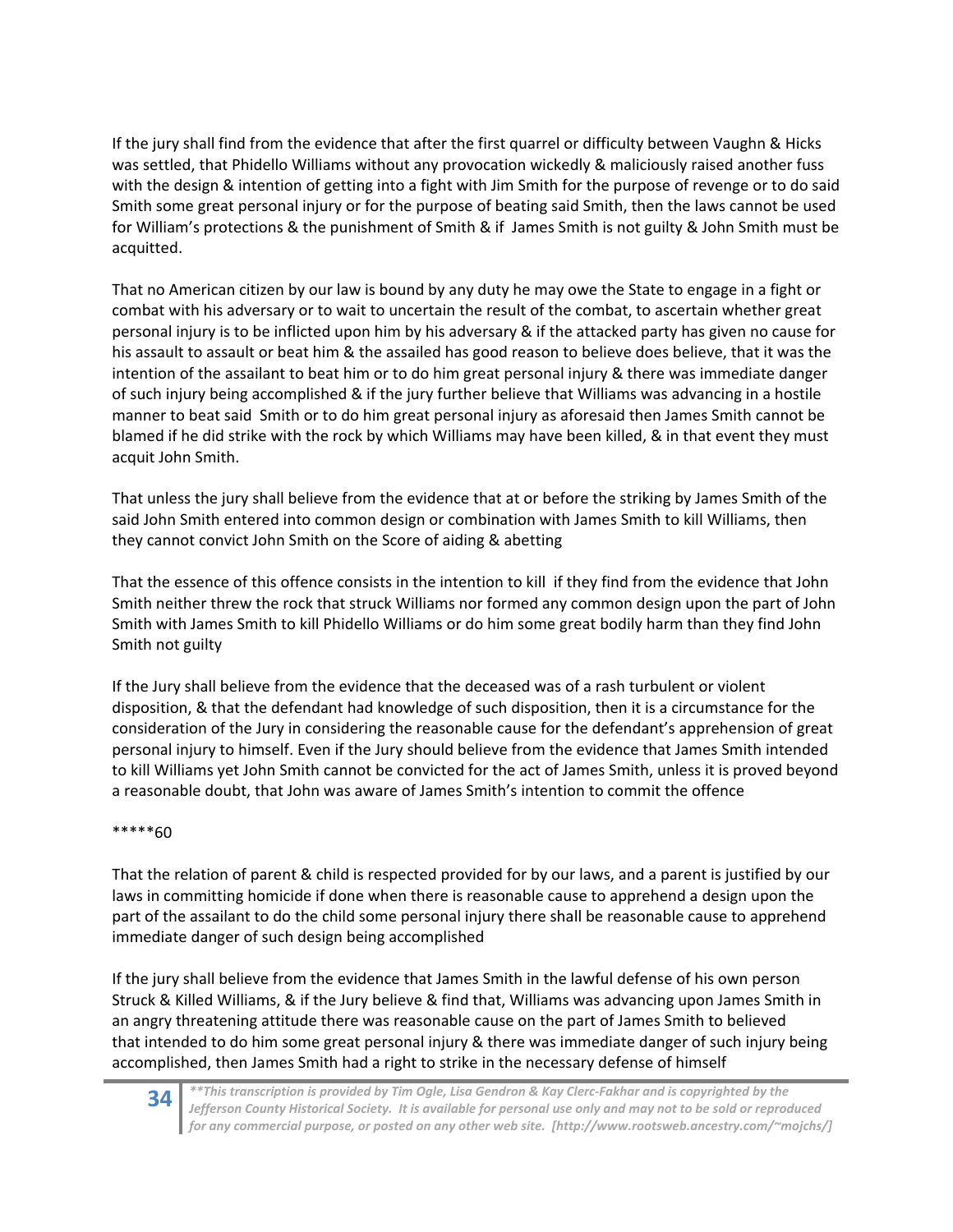If the jury shall find from the evidence that after the first quarrel or difficulty between Vaughn & Hicks was settled, that Phidello Williams without any provocation wickedly & maliciously raised another fuss with the design & intention of getting into a fight with Jim Smith for the purpose of revenge or to do said Smith some great personal injury or for the purpose of beating said Smith, then the laws cannot be used for William's protections & the punishment of Smith & if James Smith is not guilty & John Smith must be acquitted.

That no American citizen by our law is bound by any duty he may owe the State to engage in a fight or combat with his adversary or to wait to uncertain the result of the combat, to ascertain whether great personal injury is to be inflicted upon him by his adversary & if the attacked party has given no cause for his assault to assault or beat him & the assailed has good reason to believe does believe, that it was the intention of the assailant to beat him or to do him great personal injury & there was immediate danger of such injury being accomplished & if the jury further believe that Williams was advancing in a hostile manner to beat said Smith or to do him great personal injury as aforesaid then James Smith cannot be blamed if he did strike with the rock by which Williams may have been killed, & in that event they must acquit John Smith.

That unless the jury shall believe from the evidence that at or before the striking by James Smith of the said John Smith entered into common design or combination with James Smith to kill Williams, then they cannot convict John Smith on the Score of aiding & abetting

That the essence of this offence consists in the intention to kill if they find from the evidence that John Smith neither threw the rock that struck Williams nor formed any common design upon the part of John Smith with James Smith to kill Phidello Williams or do him some great bodily harm than they find John Smith not guilty

If the Jury shall believe from the evidence that the deceased was of a rash turbulent or violent disposition, & that the defendant had knowledge of such disposition, then it is a circumstance for the consideration of the Jury in considering the reasonable cause for the defendant's apprehension of great personal injury to himself. Even if the Jury should believe from the evidence that James Smith intended to kill Williams yet John Smith cannot be convicted for the act of James Smith, unless it is proved beyond a reasonable doubt, that John was aware of James Smith's intention to commit the offence

*****60

That the relation of parent & child is respected provided for by our laws, and a parent is justified by our laws in committing homicide if done when there is reasonable cause to apprehend a design upon the part of the assailant to do the child some personal injury there shall be reasonable cause to apprehend immediate danger of such design being accomplished

If the jury shall believe from the evidence that James Smith in the lawful defense of his own person Struck & Killed Williams, & if the Jury believe & find that, Williams was advancing upon James Smith in an angry threatening attitude there was reasonable cause on the part of James Smith to believed that intended to do him some great personal injury & there was immediate danger of such injury being accomplished, then James Smith had a right to strike in the necessary defense of himself

***This transcription is provided by Tim Ogle, Lisa Gendron & Kay Clerc-Fakhar and is copyrighted by the Jefferson County Historical Society. It is available for personal use only and may not to be sold or reproduced for any commercial purpose, or posted on any other web site. [http://www.rootsweb.ancestry.com/~mojchs/]*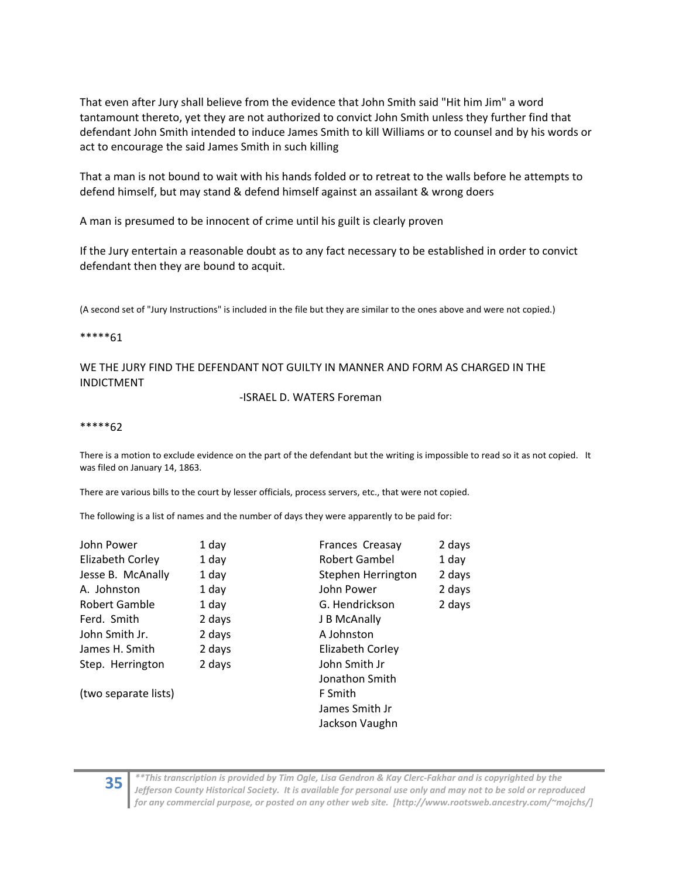That even after Jury shall believe from the evidence that John Smith said "Hit him Jim" a word tantamount thereto, yet they are not authorized to convict John Smith unless they further find that defendant John Smith intended to induce James Smith to kill Williams or to counsel and by his words or act to encourage the said James Smith in such killing

That a man is not bound to wait with his hands folded or to retreat to the walls before he attempts to defend himself, but may stand & defend himself against an assailant & wrong doers

A man is presumed to be innocent of crime until his guilt is clearly proven

If the Jury entertain a reasonable doubt as to any fact necessary to be established in order to convict defendant then they are bound to acquit.

(A second set of "Jury Instructions" is included in the file but they are similar to the ones above and were not copied.)

*****61

WE THE JURY FIND THE DEFENDANT NOT GUILTY IN MANNER AND FORM AS CHARGED IN THE INDICTMENT

-ISRAEL D. WATERS Foreman

*****62

There is a motion to exclude evidence on the part of the defendant but the writing is impossible to read so it as not copied. It was filed on January 14, 1863.

There are various bills to the court by lesser officials, process servers, etc., that were not copied.

The following is a list of names and the number of days they were apparently to be paid for:

| | | | |
|---|---|---|---|
| John Power | 1 day | Frances Creasay | 2 days |
| Elizabeth Corley | 1 day | Robert Gambel | 1 day |
| Jesse B. McAnally | 1 day | Stephen Herrington | 2 days |
| A. Johnston | 1 day | John Power | 2 days |
| Robert Gamble | 1 day | G. Hendrickson | 2 days |
| Ferd. Smith | 2 days | J B McAnally | |
| John Smith Jr. | 2 days | A Johnston | |
| James H. Smith | 2 days | Elizabeth Corley | |
| Step. Herrington | 2 days | John Smith Jr | |
| | | Jonathon Smith | |
| (two separate lists) | | F Smith | |
| | | James Smith Jr | |
| | | Jackson Vaughn | |

*\*\*This transcription is provided by Tim Ogle, Lisa Gendron & Kay Clerc-Fakhar and is copyrighted by the Jefferson County Historical Society. It is available for personal use only and may not to be sold or reproduced for any commercial purpose, or posted on any other web site. [http://www.rootsweb.ancestry.com/~mojchs/]*